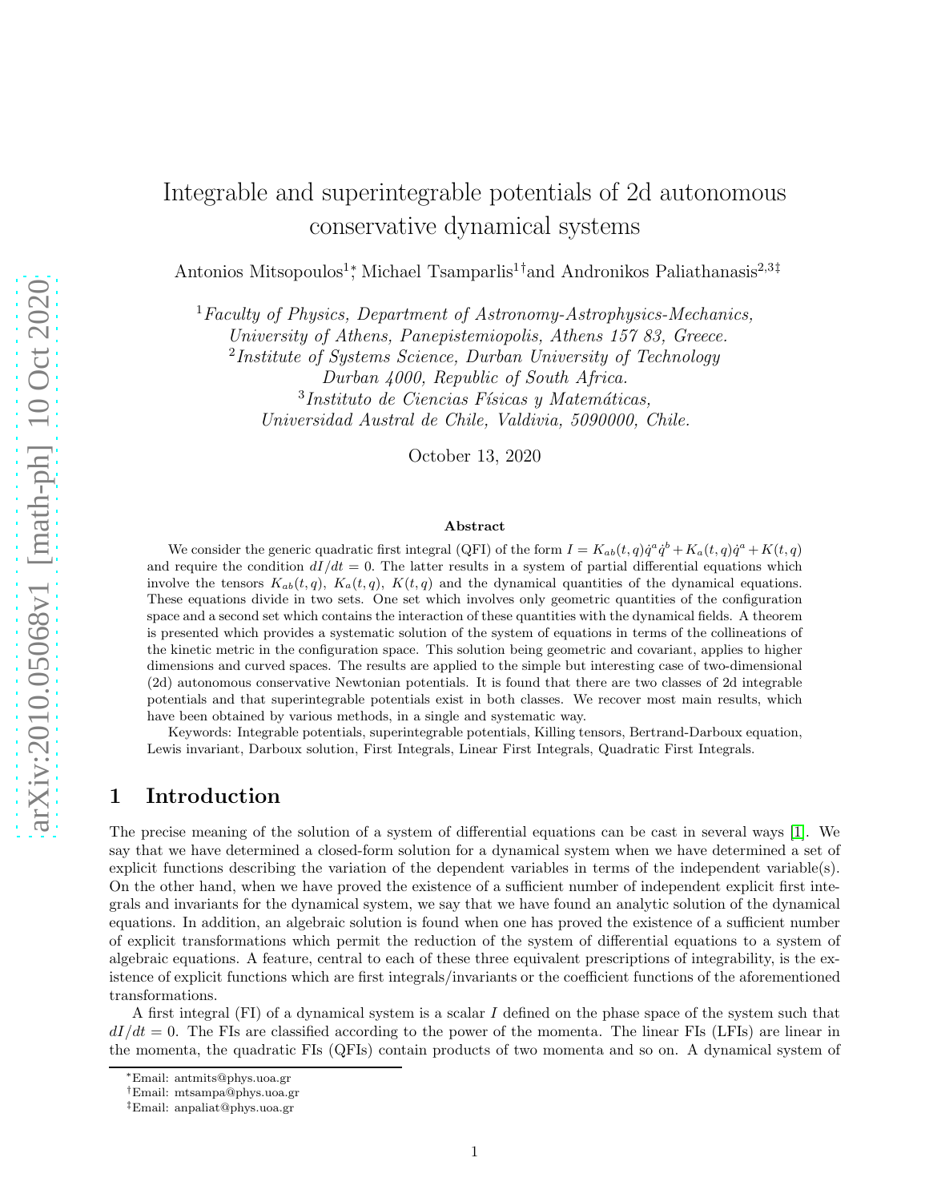# Integrable and superintegrable potentials of 2d autonomous conservative dynamical systems

Antonios Mitsopoulos[1*], Michael Tsamparlis[1†] and Andronikos Paliathanasis[2,3‡]

[1] *Faculty of Physics, Department of Astronomy-Astrophysics-Mechanics, University of Athens, Panepistemiopolis, Athens 157 83, Greece.*

[2] *Institute of Systems Science, Durban University of Technology Durban 4000, Republic of South Africa.*

[3] *Instituto de Ciencias Físicas y Matemáticas, Universidad Austral de Chile, Valdivia, 5090000, Chile.*

October 13, 2020

## Abstract

We consider the generic quadratic first integral (QFI) of the form $I = K_{ab}(t,q)\dot{q}^a\dot{q}^b + K_a(t,q)\dot{q}^a + K(t,q)$ and require the condition $dI/dt = 0$. The latter results in a system of partial differential equations which involve the tensors $K_{ab}(t,q)$, $K_a(t,q)$, $K(t,q)$ and the dynamical quantities of the dynamical equations. These equations divide in two sets. One set which involves only geometric quantities of the configuration space and a second set which contains the interaction of these quantities with the dynamical fields. A theorem is presented which provides a systematic solution of the system of equations in terms of the collineations of the kinetic metric in the configuration space. This solution being geometric and covariant, applies to higher dimensions and curved spaces. The results are applied to the simple but interesting case of two-dimensional (2d) autonomous conservative Newtonian potentials. It is found that there are two classes of 2d integrable potentials and that superintegrable potentials exist in both classes. We recover most main results, which have been obtained by various methods, in a single and systematic way.

Keywords: Integrable potentials, superintegrable potentials, Killing tensors, Bertrand-Darboux equation, Lewis invariant, Darboux solution, First Integrals, Linear First Integrals, Quadratic First Integrals.

## 1 Introduction

The precise meaning of the solution of a system of differential equations can be cast in several ways [1]. We say that we have determined a closed-form solution for a dynamical system when we have determined a set of explicit functions describing the variation of the dependent variables in terms of the independent variable(s). On the other hand, when we have proved the existence of a sufficient number of independent explicit first integrals and invariants for the dynamical system, we say that we have found an analytic solution of the dynamical equations. In addition, an algebraic solution is found when one has proved the existence of a sufficient number of explicit transformations which permit the reduction of the system of differential equations to a system of algebraic equations. A feature, central to each of these three equivalent prescriptions of integrability, is the existence of explicit functions which are first integrals/invariants or the coefficient functions of the aforementioned transformations.

A first integral (FI) of a dynamical system is a scalar $I$ defined on the phase space of the system such that $dI/dt = 0$. The FIs are classified according to the power of the momenta. The linear FIs (LFIs) are linear in the momenta, the quadratic FIs (QFIs) contain products of two momenta and so on. A dynamical system of

*Email: antmits@phys.uoa.gr

†Email: mtsampa@phys.uoa.gr

‡Email: anpaliat@phys.uoa.gr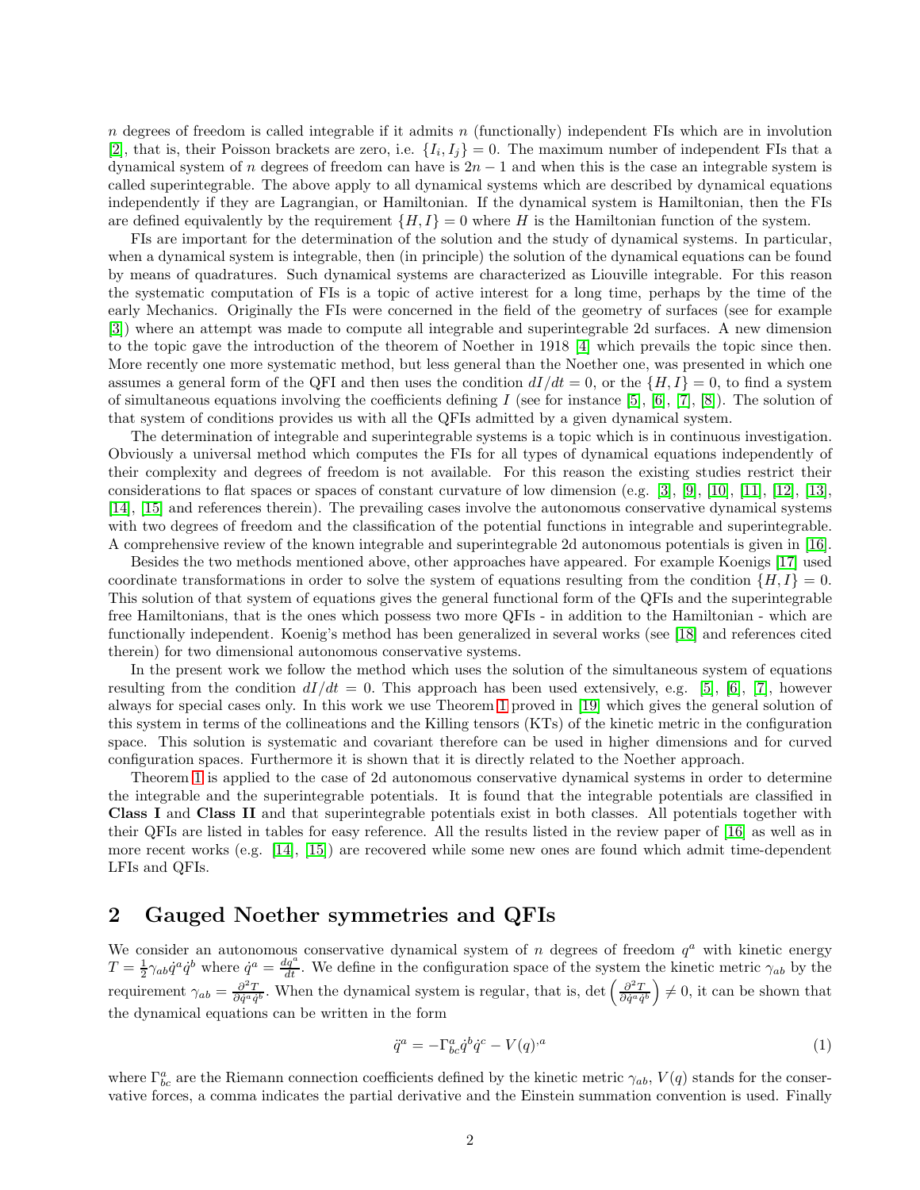$n$ degrees of freedom is called integrable if it admits $n$ (functionally) independent FIs which are in involution [2], that is, their Poisson brackets are zero, i.e. $\{I_i, I_j\} = 0$. The maximum number of independent FIs that a dynamical system of $n$ degrees of freedom can have is $2n - 1$ and when this is the case an integrable system is called superintegrable. The above apply to all dynamical systems which are described by dynamical equations independently if they are Lagrangian, or Hamiltonian. If the dynamical system is Hamiltonian, then the FIs are defined equivalently by the requirement $\{H, I\} = 0$ where $H$ is the Hamiltonian function of the system.

FIs are important for the determination of the solution and the study of dynamical systems. In particular, when a dynamical system is integrable, then (in principle) the solution of the dynamical equations can be found by means of quadratures. Such dynamical systems are characterized as Liouville integrable. For this reason the systematic computation of FIs is a topic of active interest for a long time, perhaps by the time of the early Mechanics. Originally the FIs were concerned in the field of the geometry of surfaces (see for example [3]) where an attempt was made to compute all integrable and superintegrable 2d surfaces. A new dimension to the topic gave the introduction of the theorem of Noether in 1918 [4] which prevails the topic since then. More recently one more systematic method, but less general than the Noether one, was presented in which one assumes a general form of the QFI and then uses the condition $dI/dt = 0$, or the $\{H, I\} = 0$, to find a system of simultaneous equations involving the coefficients defining $I$ (see for instance [5], [6], [7], [8]). The solution of that system of conditions provides us with all the QFIs admitted by a given dynamical system.

The determination of integrable and superintegrable systems is a topic which is in continuous investigation. Obviously a universal method which computes the FIs for all types of dynamical equations independently of their complexity and degrees of freedom is not available. For this reason the existing studies restrict their considerations to flat spaces or spaces of constant curvature of low dimension (e.g. [3], [9], [10], [11], [12], [13], [14], [15] and references therein). The prevailing cases involve the autonomous conservative dynamical systems with two degrees of freedom and the classification of the potential functions in integrable and superintegrable. A comprehensive review of the known integrable and superintegrable 2d autonomous potentials is given in [16].

Besides the two methods mentioned above, other approaches have appeared. For example Koenigs [17] used coordinate transformations in order to solve the system of equations resulting from the condition $\{H, I\} = 0$. This solution of that system of equations gives the general functional form of the QFIs and the superintegrable free Hamiltonians, that is the ones which possess two more QFIs - in addition to the Hamiltonian - which are functionally independent. Koenig's method has been generalized in several works (see [18] and references cited therein) for two dimensional autonomous conservative systems.

In the present work we follow the method which uses the solution of the simultaneous system of equations resulting from the condition $dI/dt = 0$. This approach has been used extensively, e.g. [5], [6], [7], however always for special cases only. In this work we use Theorem 1 proved in [19] which gives the general solution of this system in terms of the collineations and the Killing tensors (KTs) of the kinetic metric in the configuration space. This solution is systematic and covariant therefore can be used in higher dimensions and for curved configuration spaces. Furthermore it is shown that it is directly related to the Noether approach.

Theorem 1 is applied to the case of 2d autonomous conservative dynamical systems in order to determine the integrable and the superintegrable potentials. It is found that the integrable potentials are classified in **Class I** and **Class II** and that superintegrable potentials exist in both classes. All potentials together with their QFIs are listed in tables for easy reference. All the results listed in the review paper of [16] as well as in more recent works (e.g. [14], [15]) are recovered while some new ones are found which admit time-dependent LFIs and QFIs.

## 2 Gauged Noether symmetries and QFIs

We consider an autonomous conservative dynamical system of $n$ degrees of freedom $q^a$ with kinetic energy $T = \frac{1}{2}\gamma_{ab}\dot{q}^a\dot{q}^b$ where $\dot{q}^a = \frac{dq^a}{dt}$. We define in the configuration space of the system the kinetic metric $\gamma_{ab}$ by the requirement $\gamma_{ab} = \frac{\partial^2 T}{\partial \dot{q}^a \dot{q}^b}$. When the dynamical system is regular, that is, $\det\left(\frac{\partial^2 T}{\partial \dot{q}^a \dot{q}^b}\right) \neq 0$, it can be shown that the dynamical equations can be written in the form

$$\ddot{q}^a = -\Gamma^a_{bc}\dot{q}^b\dot{q}^c - V(q)^{,a} \tag{1}$$

where $\Gamma^a_{bc}$ are the Riemann connection coefficients defined by the kinetic metric $\gamma_{ab}$, $V(q)$ stands for the conservative forces, a comma indicates the partial derivative and the Einstein summation convention is used. Finally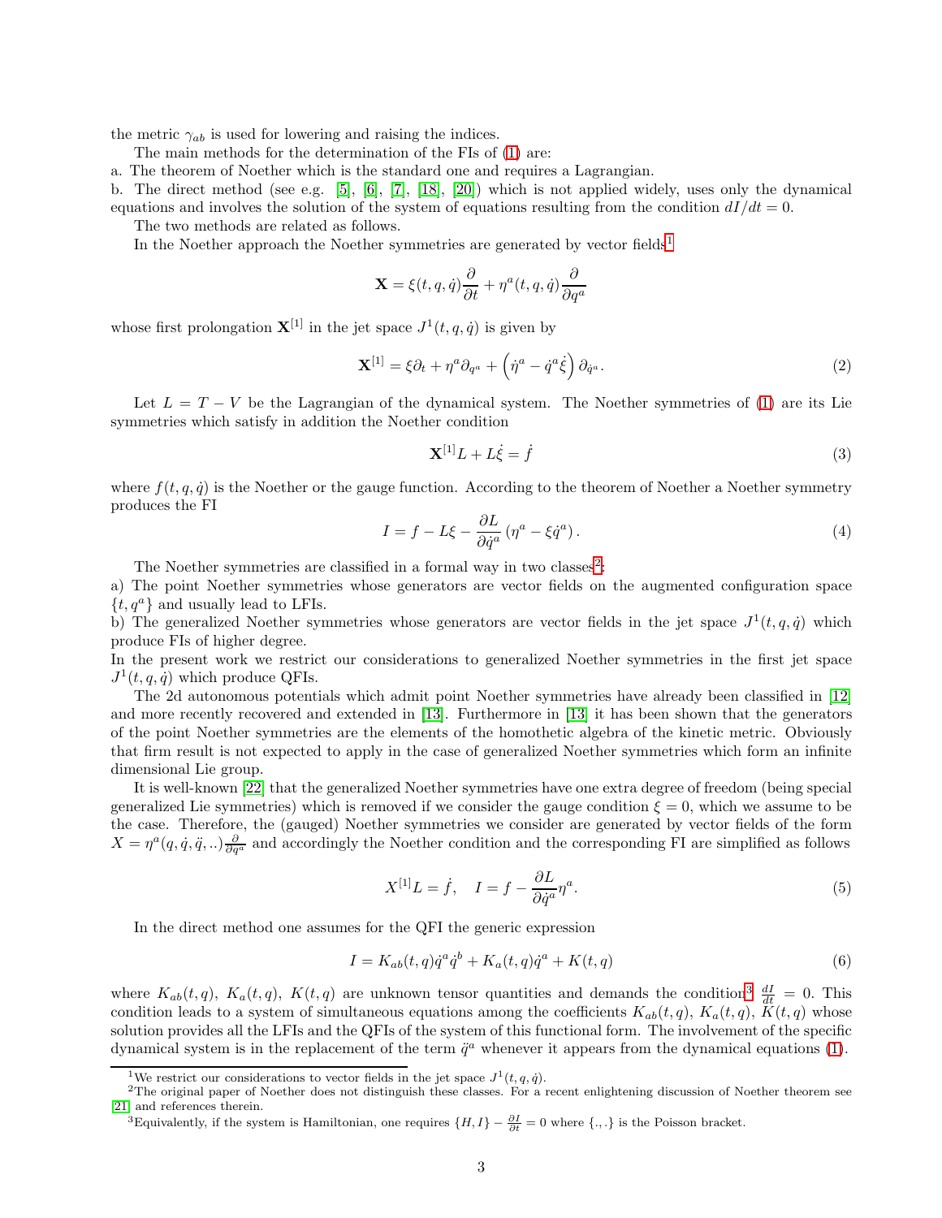the metric $\gamma_{ab}$ is used for lowering and raising the indices.

The main methods for the determination of the FIs of (1) are:

a. The theorem of Noether which is the standard one and requires a Lagrangian.

b. The direct method (see e.g. [5], [6], [7], [18], [20]) which is not applied widely, uses only the dynamical equations and involves the solution of the system of equations resulting from the condition $dI/dt = 0$.

The two methods are related as follows.

In the Noether approach the Noether symmetries are generated by vector fields[1]

$$\mathbf{X} = \xi(t,q,\dot{q})\frac{\partial}{\partial t} + \eta^a(t,q,\dot{q})\frac{\partial}{\partial q^a}$$

whose first prolongation $\mathbf{X}^{[1]}$ in the jet space $J^1(t,q,\dot{q})$ is given by

$$\mathbf{X}^{[1]} = \xi\partial_t + \eta^a\partial_{q^a} + \left(\dot{\eta}^a - \dot{q}^a\dot{\xi}\right)\partial_{\dot{q}^a}. \tag{2}$$

Let $L = T - V$ be the Lagrangian of the dynamical system. The Noether symmetries of (1) are its Lie symmetries which satisfy in addition the Noether condition

$$\mathbf{X}^{[1]}L + L\dot{\xi} = \dot{f} \tag{3}$$

where $f(t,q,\dot{q})$ is the Noether or the gauge function. According to the theorem of Noether a Noether symmetry produces the FI

$$I = f - L\xi - \frac{\partial L}{\partial \dot{q}^a}\left(\eta^a - \xi\dot{q}^a\right). \tag{4}$$

The Noether symmetries are classified in a formal way in two classes[2]:

a) The point Noether symmetries whose generators are vector fields on the augmented configuration space $\{t, q^a\}$ and usually lead to LFIs.

b) The generalized Noether symmetries whose generators are vector fields in the jet space $J^1(t,q,\dot{q})$ which produce FIs of higher degree.

In the present work we restrict our considerations to generalized Noether symmetries in the first jet space $J^1(t,q,\dot{q})$ which produce QFIs.

The 2d autonomous potentials which admit point Noether symmetries have already been classified in [12] and more recently recovered and extended in [13]. Furthermore in [13] it has been shown that the generators of the point Noether symmetries are the elements of the homothetic algebra of the kinetic metric. Obviously that firm result is not expected to apply in the case of generalized Noether symmetries which form an infinite dimensional Lie group.

It is well-known [22] that the generalized Noether symmetries have one extra degree of freedom (being special generalized Lie symmetries) which is removed if we consider the gauge condition $\xi = 0$, which we assume to be the case. Therefore, the (gauged) Noether symmetries we consider are generated by vector fields of the form $X = \eta^a(q,\dot{q},\ddot{q},..)\frac{\partial}{\partial q^a}$ and accordingly the Noether condition and the corresponding FI are simplified as follows

$$X^{[1]}L = \dot{f}, \quad I = f - \frac{\partial L}{\partial \dot{q}^a}\eta^a. \tag{5}$$

In the direct method one assumes for the QFI the generic expression

$$I = K_{ab}(t,q)\dot{q}^a\dot{q}^b + K_a(t,q)\dot{q}^a + K(t,q) \tag{6}$$

where $K_{ab}(t,q)$, $K_a(t,q)$, $K(t,q)$ are unknown tensor quantities and demands the condition[3] $\frac{dI}{dt} = 0$. This condition leads to a system of simultaneous equations among the coefficients $K_{ab}(t,q)$, $K_a(t,q)$, $K(t,q)$ whose solution provides all the LFIs and the QFIs of the system of this functional form. The involvement of the specific dynamical system is in the replacement of the term $\ddot{q}^a$ whenever it appears from the dynamical equations (1).

---

[1] We restrict our considerations to vector fields in the jet space $J^1(t,q,\dot{q})$.

[2] The original paper of Noether does not distinguish these classes. For a recent enlightening discussion of Noether theorem see [21] and references therein.

[3] Equivalently, if the system is Hamiltonian, one requires $\{H, I\} - \frac{\partial I}{\partial t} = 0$ where $\{.,.\}$ is the Poisson bracket.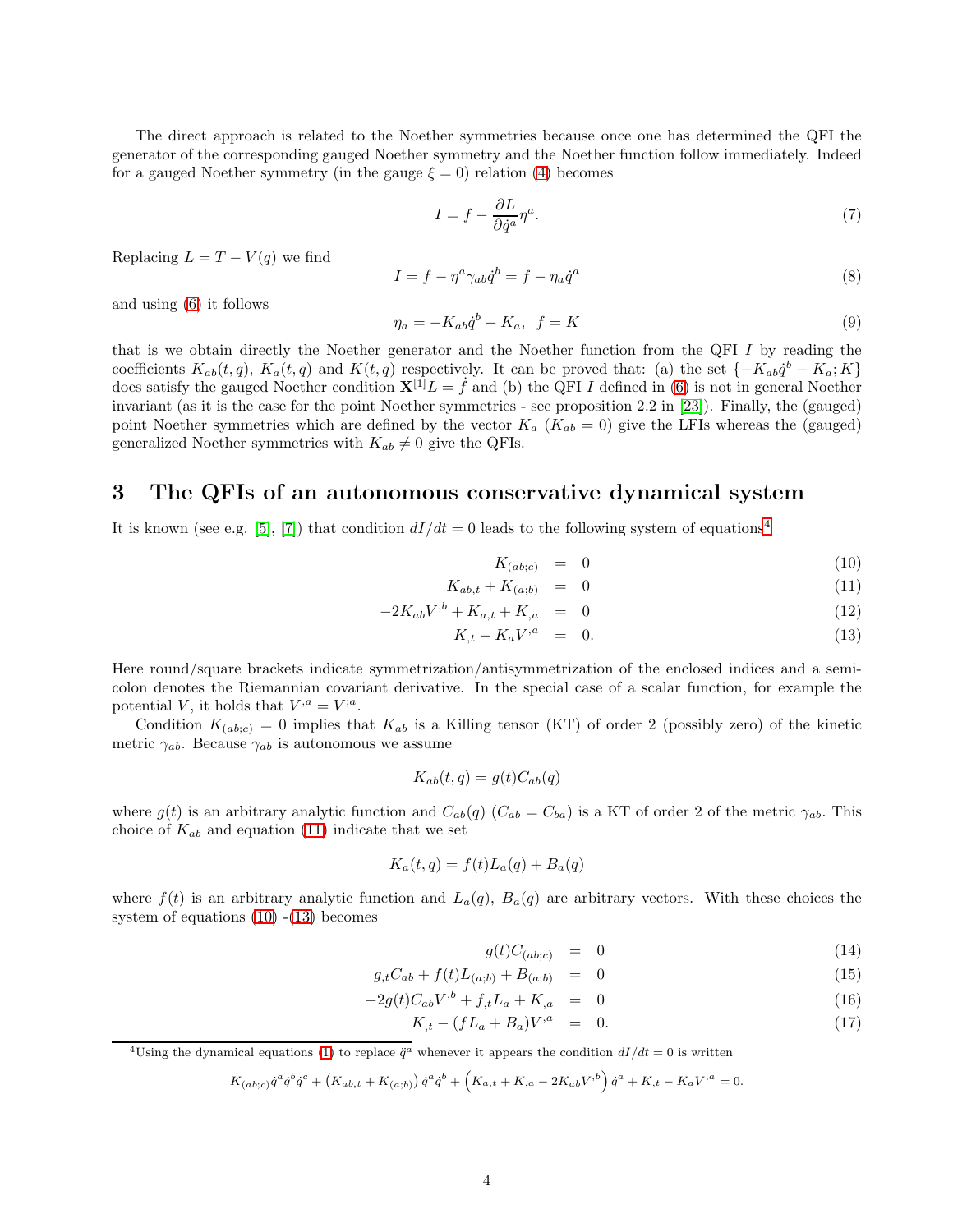The direct approach is related to the Noether symmetries because once one has determined the QFI the generator of the corresponding gauged Noether symmetry and the Noether function follow immediately. Indeed for a gauged Noether symmetry (in the gauge $\xi = 0$) relation (4) becomes

$$I = f - \frac{\partial L}{\partial \dot{q}^a}\eta^a. \tag{7}$$

Replacing $L = T - V(q)$ we find

$$I = f - \eta^a \gamma_{ab}\dot{q}^b = f - \eta_a \dot{q}^a \tag{8}$$

and using (6) it follows

$$\eta_a = -K_{ab}\dot{q}^b - K_a, \quad f = K \tag{9}$$

that is we obtain directly the Noether generator and the Noether function from the QFI $I$ by reading the coefficients $K_{ab}(t,q)$, $K_a(t,q)$ and $K(t,q)$ respectively. It can be proved that: (a) the set $\{-K_{ab}\dot{q}^b - K_a; K\}$ does satisfy the gauged Noether condition $\mathbf{X}^{[1]}L = \dot{f}$ and (b) the QFI $I$ defined in (6) is not in general Noether invariant (as it is the case for the point Noether symmetries - see proposition 2.2 in [23]). Finally, the (gauged) point Noether symmetries which are defined by the vector $K_a$ ($K_{ab} = 0$) give the LFIs whereas the (gauged) generalized Noether symmetries with $K_{ab} \neq 0$ give the QFIs.

# 3 The QFIs of an autonomous conservative dynamical system

It is known (see e.g. [5], [7]) that condition $dI/dt = 0$ leads to the following system of equations[4]

$$K_{(ab;c)} = 0 \tag{10}$$

$$K_{ab,t} + K_{(a;b)} = 0 \tag{11}$$

$$-2K_{ab}V^{,b} + K_{a,t} + K_{,a} = 0 \tag{12}$$

$$K_{,t} - K_a V^{,a} = 0. \tag{13}$$

Here round/square brackets indicate symmetrization/antisymmetrization of the enclosed indices and a semi-colon denotes the Riemannian covariant derivative. In the special case of a scalar function, for example the potential $V$, it holds that $V^{,a} = V^{;a}$.

Condition $K_{(ab;c)} = 0$ implies that $K_{ab}$ is a Killing tensor (KT) of order 2 (possibly zero) of the kinetic metric $\gamma_{ab}$. Because $\gamma_{ab}$ is autonomous we assume

$$K_{ab}(t,q) = g(t)C_{ab}(q)$$

where $g(t)$ is an arbitrary analytic function and $C_{ab}(q)$ ($C_{ab} = C_{ba}$) is a KT of order 2 of the metric $\gamma_{ab}$. This choice of $K_{ab}$ and equation (11) indicate that we set

$$K_a(t,q) = f(t)L_a(q) + B_a(q)$$

where $f(t)$ is an arbitrary analytic function and $L_a(q)$, $B_a(q)$ are arbitrary vectors. With these choices the system of equations (10) -(13) becomes

$$g(t)C_{(ab;c)} = 0 \tag{14}$$

$$g_{,t}C_{ab} + f(t)L_{(a;b)} + B_{(a;b)} = 0 \tag{15}$$

$$-2g(t)C_{ab}V^{,b} + f_{,t}L_a + K_{,a} = 0 \tag{16}$$

$$K_{,t} - (fL_a + B_a)V^{,a} = 0. \tag{17}$$

[4] Using the dynamical equations (1) to replace $\ddot{q}^a$ whenever it appears the condition $dI/dt = 0$ is written

$$K_{(ab;c)}\dot{q}^a\dot{q}^b\dot{q}^c + \left(K_{ab,t} + K_{(a;b)}\right)\dot{q}^a\dot{q}^b + \left(K_{a,t} + K_{,a} - 2K_{ab}V^{,b}\right)\dot{q}^a + K_{,t} - K_aV^{,a} = 0.$$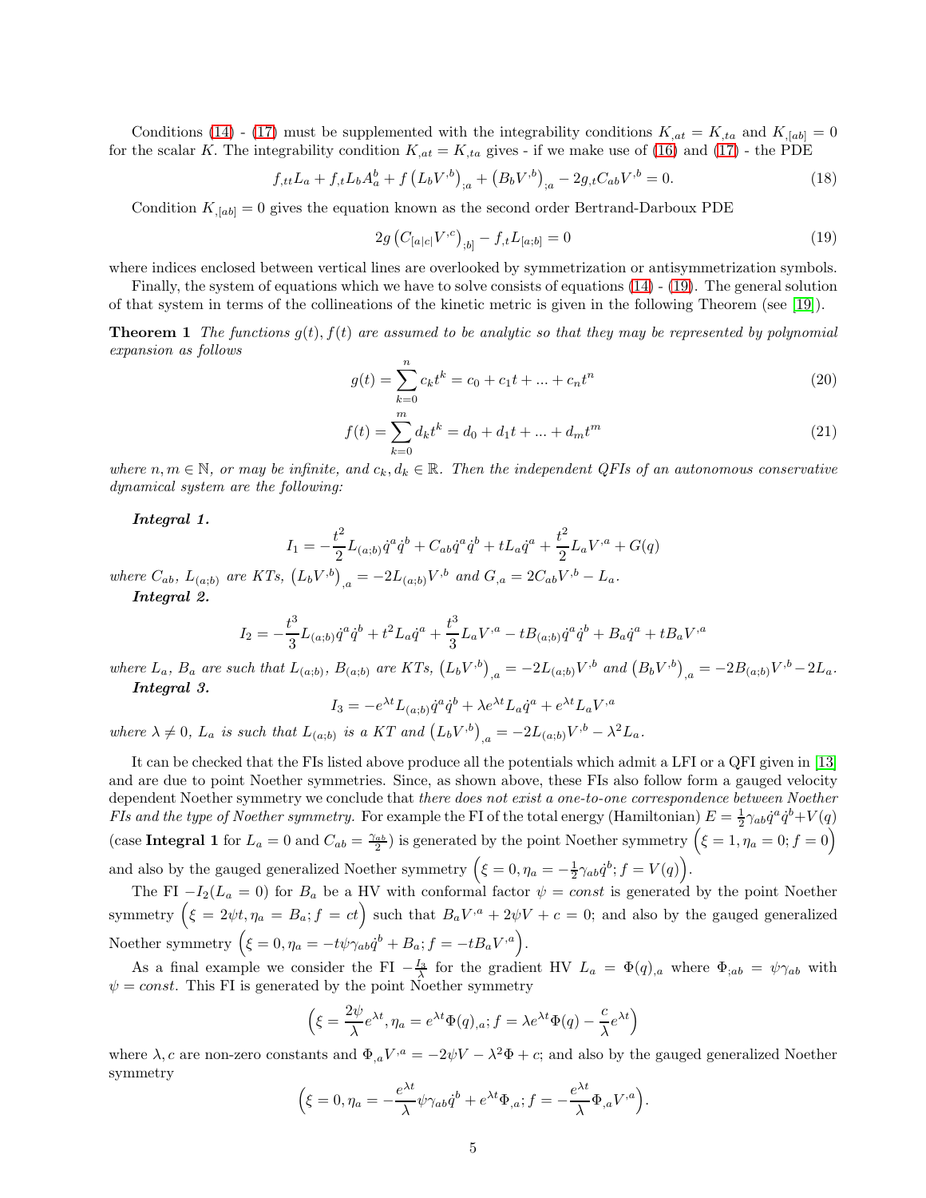Conditions (14) - (17) must be supplemented with the integrability conditions $K_{,at} = K_{,ta}$ and $K_{,[ab]} = 0$ for the scalar $K$. The integrability condition $K_{,at} = K_{,ta}$ gives - if we make use of (16) and (17) - the PDE

$$f_{,tt}L_a + f_{,t}L_b A^b_a + f\left(L_b V^{,b}\right)_{;a} + \left(B_b V^{,b}\right)_{;a} - 2g_{,t}C_{ab}V^{,b} = 0. \tag{18}$$

Condition $K_{,[ab]} = 0$ gives the equation known as the second order Bertrand-Darboux PDE

$$2g\left(C_{[a|c|}V^{,c}\right)_{;b]} - f_{,t}L_{[a;b]} = 0 \tag{19}$$

where indices enclosed between vertical lines are overlooked by symmetrization or antisymmetrization symbols.

Finally, the system of equations which we have to solve consists of equations (14) - (19). The general solution of that system in terms of the collineations of the kinetic metric is given in the following Theorem (see [19]).

**Theorem 1** *The functions $g(t), f(t)$ are assumed to be analytic so that they may be represented by polynomial expansion as follows*

$$g(t) = \sum_{k=0}^{n} c_k t^k = c_0 + c_1 t + ... + c_n t^n \tag{20}$$

$$f(t) = \sum_{k=0}^{m} d_k t^k = d_0 + d_1 t + ... + d_m t^m \tag{21}$$

*where $n, m \in \mathbb{N}$, or may be infinite, and $c_k, d_k \in \mathbb{R}$. Then the independent QFIs of an autonomous conservative dynamical system are the following:*

***Integral 1.***

$$I_1 = -\frac{t^2}{2}L_{(a;b)}\dot{q}^a\dot{q}^b + C_{ab}\dot{q}^a\dot{q}^b + tL_a\dot{q}^a + \frac{t^2}{2}L_a V^{,a} + G(q)$$

*where $C_{ab}$, $L_{(a;b)}$ are KTs, $\left(L_b V^{,b}\right)_{,a} = -2L_{(a;b)}V^{,b}$ and $G_{,a} = 2C_{ab}V^{,b} - L_a$.*

***Integral 2.***

$$I_2 = -\frac{t^3}{3}L_{(a;b)}\dot{q}^a\dot{q}^b + t^2 L_a\dot{q}^a + \frac{t^3}{3}L_a V^{,a} - tB_{(a;b)}\dot{q}^a\dot{q}^b + B_a\dot{q}^a + tB_a V^{,a}$$

*where $L_a$, $B_a$ are such that $L_{(a;b)}$, $B_{(a;b)}$ are KTs, $\left(L_b V^{,b}\right)_{,a} = -2L_{(a;b)}V^{,b}$ and $\left(B_b V^{,b}\right)_{,a} = -2B_{(a;b)}V^{,b} - 2L_a$.*

***Integral 3.***

$$I_3 = -e^{\lambda t}L_{(a;b)}\dot{q}^a\dot{q}^b + \lambda e^{\lambda t}L_a\dot{q}^a + e^{\lambda t}L_a V^{,a}$$

*where $\lambda \neq 0$, $L_a$ is such that $L_{(a;b)}$ is a KT and $\left(L_b V^{,b}\right)_{,a} = -2L_{(a;b)}V^{,b} - \lambda^2 L_a$.*

It can be checked that the FIs listed above produce all the potentials which admit a LFI or a QFI given in [13] and are due to point Noether symmetries. Since, as shown above, these FIs also follow form a gauged velocity dependent Noether symmetry we conclude that *there does not exist a one-to-one correspondence between Noether FIs and the type of Noether symmetry.* For example the FI of the total energy (Hamiltonian) $E = \frac{1}{2}\gamma_{ab}\dot{q}^a\dot{q}^b + V(q)$ (case **Integral 1** for $L_a = 0$ and $C_{ab} = \frac{\gamma_{ab}}{2}$) is generated by the point Noether symmetry $\left(\xi = 1, \eta_a = 0; f = 0\right)$ and also by the gauged generalized Noether symmetry $\left(\xi = 0, \eta_a = -\frac{1}{2}\gamma_{ab}\dot{q}^b; f = V(q)\right)$.

The FI $-I_2(L_a = 0)$ for $B_a$ be a HV with conformal factor $\psi = const$ is generated by the point Noether symmetry $\left(\xi = 2\psi t, \eta_a = B_a; f = ct\right)$ such that $B_a V^{,a} + 2\psi V + c = 0$; and also by the gauged generalized Noether symmetry $\left(\xi = 0, \eta_a = -t\psi\gamma_{ab}\dot{q}^b + B_a; f = -tB_a V^{,a}\right)$.

As a final example we consider the FI $-\frac{I_3}{\lambda}$ for the gradient HV $L_a = \Phi(q)_{,a}$ where $\Phi_{;ab} = \psi\gamma_{ab}$ with $\psi = const$. This FI is generated by the point Noether symmetry

$$\left(\xi = \frac{2\psi}{\lambda}e^{\lambda t}, \eta_a = e^{\lambda t}\Phi(q)_{,a}; f = \lambda e^{\lambda t}\Phi(q) - \frac{c}{\lambda}e^{\lambda t}\right)$$

where $\lambda, c$ are non-zero constants and $\Phi_{,a}V^{,a} = -2\psi V - \lambda^2\Phi + c$; and also by the gauged generalized Noether symmetry

$$\left(\xi = 0, \eta_a = -\frac{e^{\lambda t}}{\lambda}\psi\gamma_{ab}\dot{q}^b + e^{\lambda t}\Phi_{,a}; f = -\frac{e^{\lambda t}}{\lambda}\Phi_{,a}V^{,a}\right).$$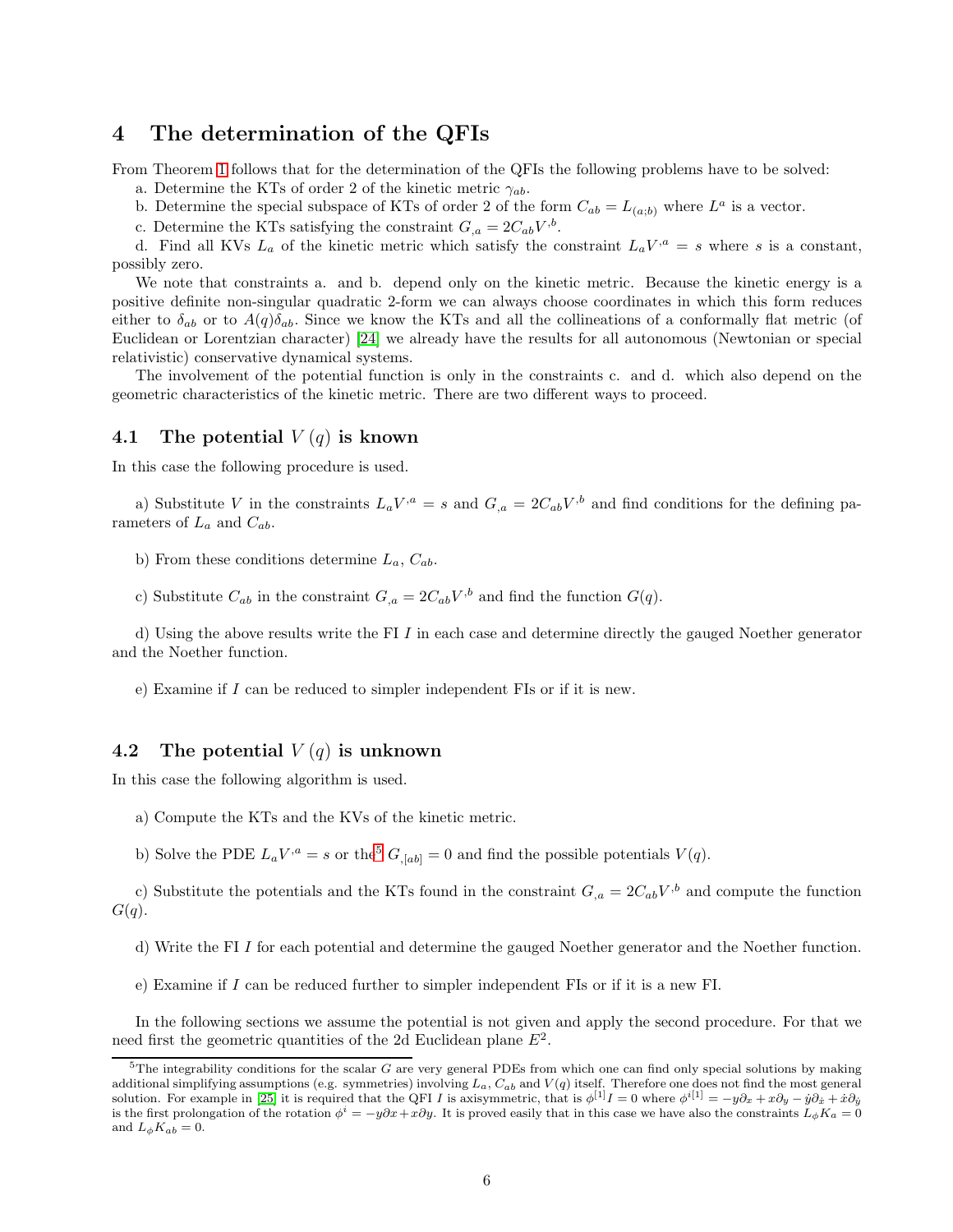# 4 The determination of the QFIs

From Theorem 1 follows that for the determination of the QFIs the following problems have to be solved:

a. Determine the KTs of order 2 of the kinetic metric $\gamma_{ab}$.

b. Determine the special subspace of KTs of order 2 of the form $C_{ab} = L_{(a;b)}$ where $L^a$ is a vector.

c. Determine the KTs satisfying the constraint $G_{,a} = 2C_{ab}V^{,b}$.

d. Find all KVs $L_a$ of the kinetic metric which satisfy the constraint $L_a V^{,a} = s$ where $s$ is a constant, possibly zero.

We note that constraints a. and b. depend only on the kinetic metric. Because the kinetic energy is a positive definite non-singular quadratic 2-form we can always choose coordinates in which this form reduces either to $\delta_{ab}$ or to $A(q)\delta_{ab}$. Since we know the KTs and all the collineations of a conformally flat metric (of Euclidean or Lorentzian character) [24] we already have the results for all autonomous (Newtonian or special relativistic) conservative dynamical systems.

The involvement of the potential function is only in the constraints c. and d. which also depend on the geometric characteristics of the kinetic metric. There are two different ways to proceed.

## 4.1 The potential $V(q)$ is known

In this case the following procedure is used.

a) Substitute $V$ in the constraints $L_a V^{,a} = s$ and $G_{,a} = 2C_{ab}V^{,b}$ and find conditions for the defining parameters of $L_a$ and $C_{ab}$.

b) From these conditions determine $L_a$, $C_{ab}$.

c) Substitute $C_{ab}$ in the constraint $G_{,a} = 2C_{ab}V^{,b}$ and find the function $G(q)$.

d) Using the above results write the FI $I$ in each case and determine directly the gauged Noether generator and the Noether function.

e) Examine if $I$ can be reduced to simpler independent FIs or if it is new.

## 4.2 The potential $V(q)$ is unknown

In this case the following algorithm is used.

a) Compute the KTs and the KVs of the kinetic metric.

b) Solve the PDE $L_a V^{,a} = s$ or the[5] $G_{,[ab]} = 0$ and find the possible potentials $V(q)$.

c) Substitute the potentials and the KTs found in the constraint $G_{,a} = 2C_{ab}V^{,b}$ and compute the function $G(q)$.

d) Write the FI $I$ for each potential and determine the gauged Noether generator and the Noether function.

e) Examine if $I$ can be reduced further to simpler independent FIs or if it is a new FI.

In the following sections we assume the potential is not given and apply the second procedure. For that we need first the geometric quantities of the 2d Euclidean plane $E^2$.

---

[5] The integrability conditions for the scalar $G$ are very general PDEs from which one can find only special solutions by making additional simplifying assumptions (e.g. symmetries) involving $L_a$, $C_{ab}$ and $V(q)$ itself. Therefore one does not find the most general solution. For example in [25] it is required that the QFI $I$ is axisymmetric, that is $\phi^{[1]}I = 0$ where $\phi^{i[1]} = -y\partial_x + x\partial_y - \dot{y}\partial_{\dot{x}} + \dot{x}\partial_{\dot{y}}$ is the first prolongation of the rotation $\phi^i = -y\partial x + x\partial y$. It is proved easily that in this case we have also the constraints $L_\phi K_a = 0$ and $L_\phi K_{ab} = 0$.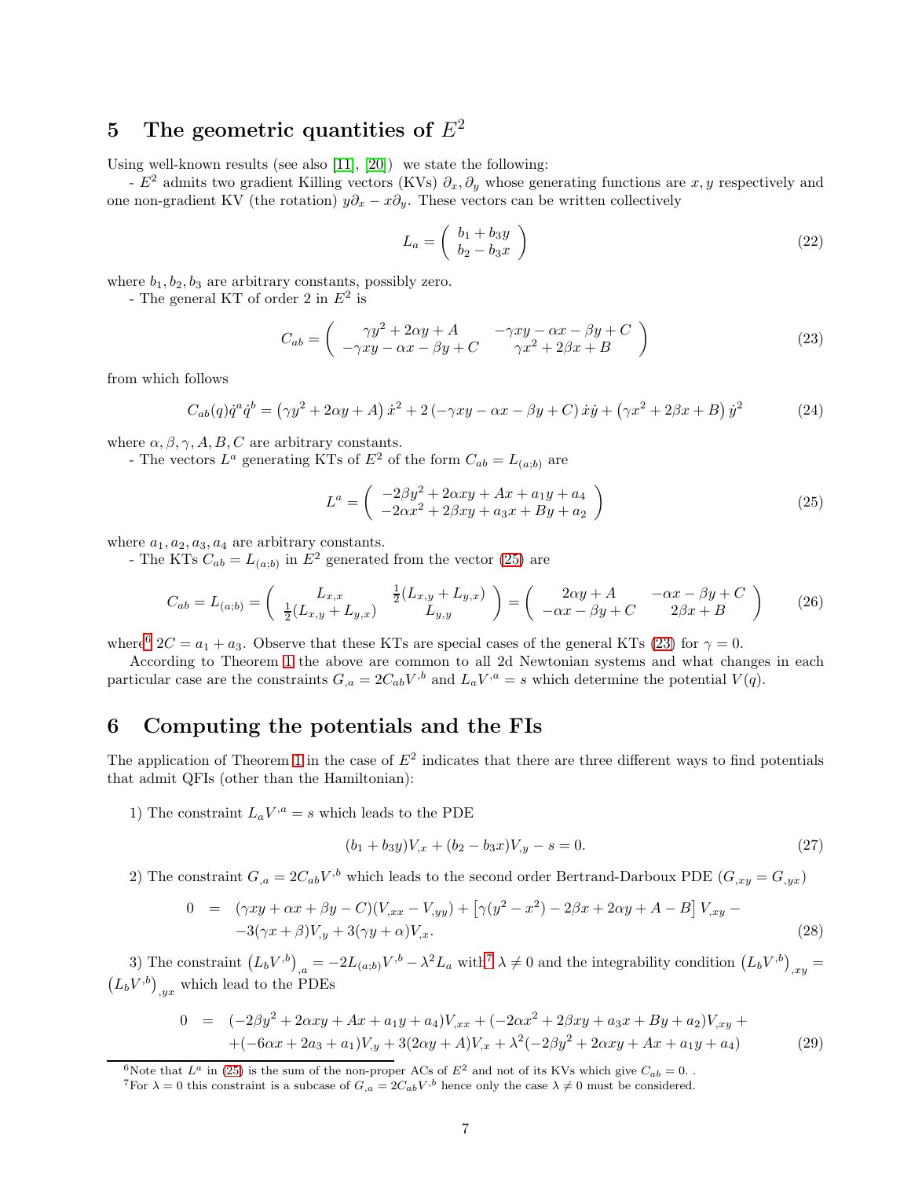# 5 The geometric quantities of $E^2$

Using well-known results (see also [11], [20]) we state the following:

- $E^2$ admits two gradient Killing vectors (KVs) $\partial_x, \partial_y$ whose generating functions are $x, y$ respectively and one non-gradient KV (the rotation) $y\partial_x - x\partial_y$. These vectors can be written collectively

$$L_a = \begin{pmatrix} b_1 + b_3 y \\ b_2 - b_3 x \end{pmatrix} \tag{22}$$

where $b_1, b_2, b_3$ are arbitrary constants, possibly zero.

- The general KT of order 2 in $E^2$ is

$$C_{ab} = \begin{pmatrix} \gamma y^2 + 2\alpha y + A & -\gamma xy - \alpha x - \beta y + C \\ -\gamma xy - \alpha x - \beta y + C & \gamma x^2 + 2\beta x + B \end{pmatrix} \tag{23}$$

from which follows

$$C_{ab}(q)\dot{q}^a \dot{q}^b = \left(\gamma y^2 + 2\alpha y + A\right)\dot{x}^2 + 2\left(-\gamma xy - \alpha x - \beta y + C\right)\dot{x}\dot{y} + \left(\gamma x^2 + 2\beta x + B\right)\dot{y}^2 \tag{24}$$

where $\alpha, \beta, \gamma, A, B, C$ are arbitrary constants.

- The vectors $L^a$ generating KTs of $E^2$ of the form $C_{ab} = L_{(a;b)}$ are

$$L^a = \begin{pmatrix} -2\beta y^2 + 2\alpha xy + Ax + a_1 y + a_4 \\ -2\alpha x^2 + 2\beta xy + a_3 x + By + a_2 \end{pmatrix} \tag{25}$$

where $a_1, a_2, a_3, a_4$ are arbitrary constants.

- The KTs $C_{ab} = L_{(a;b)}$ in $E^2$ generated from the vector (25) are

$$C_{ab} = L_{(a;b)} = \begin{pmatrix} L_{x,x} & \frac{1}{2}(L_{x,y} + L_{y,x}) \\ \frac{1}{2}(L_{x,y} + L_{y,x}) & L_{y,y} \end{pmatrix} = \begin{pmatrix} 2\alpha y + A & -\alpha x - \beta y + C \\ -\alpha x - \beta y + C & 2\beta x + B \end{pmatrix} \tag{26}$$

where[6] $2C = a_1 + a_3$. Observe that these KTs are special cases of the general KTs (23) for $\gamma = 0$.

According to Theorem 1 the above are common to all 2d Newtonian systems and what changes in each particular case are the constraints $G_{,a} = 2C_{ab}V^{,b}$ and $L_a V^{,a} = s$ which determine the potential $V(q)$.

# 6 Computing the potentials and the FIs

The application of Theorem 1 in the case of $E^2$ indicates that there are three different ways to find potentials that admit QFIs (other than the Hamiltonian):

1) The constraint $L_a V^{,a} = s$ which leads to the PDE

$$(b_1 + b_3 y)V_{,x} + (b_2 - b_3 x)V_{,y} - s = 0. \tag{27}$$

2) The constraint $G_{,a} = 2C_{ab}V^{,b}$ which leads to the second order Bertrand-Darboux PDE ($G_{,xy} = G_{,yx}$)

$$\begin{aligned} 0 \;\; = \;\; & (\gamma xy + \alpha x + \beta y - C)(V_{,xx} - V_{,yy}) + \left[\gamma(y^2 - x^2) - 2\beta x + 2\alpha y + A - B\right] V_{,xy} - \\ & -3(\gamma x + \beta)V_{,y} + 3(\gamma y + \alpha)V_{,x}. \end{aligned} \tag{28}$$

3) The constraint $\left(L_b V^{,b}\right)_{,a} = -2L_{(a;b)}V^{,b} - \lambda^2 L_a$ with[7] $\lambda \neq 0$ and the integrability condition $\left(L_b V^{,b}\right)_{,xy} = \left(L_b V^{,b}\right)_{,yx}$ which lead to the PDEs

$$\begin{aligned} 0 \;\; = \;\; & (-2\beta y^2 + 2\alpha xy + Ax + a_1 y + a_4)V_{,xx} + (-2\alpha x^2 + 2\beta xy + a_3 x + By + a_2)V_{,xy} + \\ & + (-6\alpha x + 2a_3 + a_1)V_{,y} + 3(2\alpha y + A)V_{,x} + \lambda^2(-2\beta y^2 + 2\alpha xy + Ax + a_1 y + a_4) \end{aligned} \tag{29}$$

---

[6] Note that $L^a$ in (25) is the sum of the non-proper ACs of $E^2$ and not of its KVs which give $C_{ab} = 0$. .

[7] For $\lambda = 0$ this constraint is a subcase of $G_{,a} = 2C_{ab}V^{,b}$ hence only the case $\lambda \neq 0$ must be considered.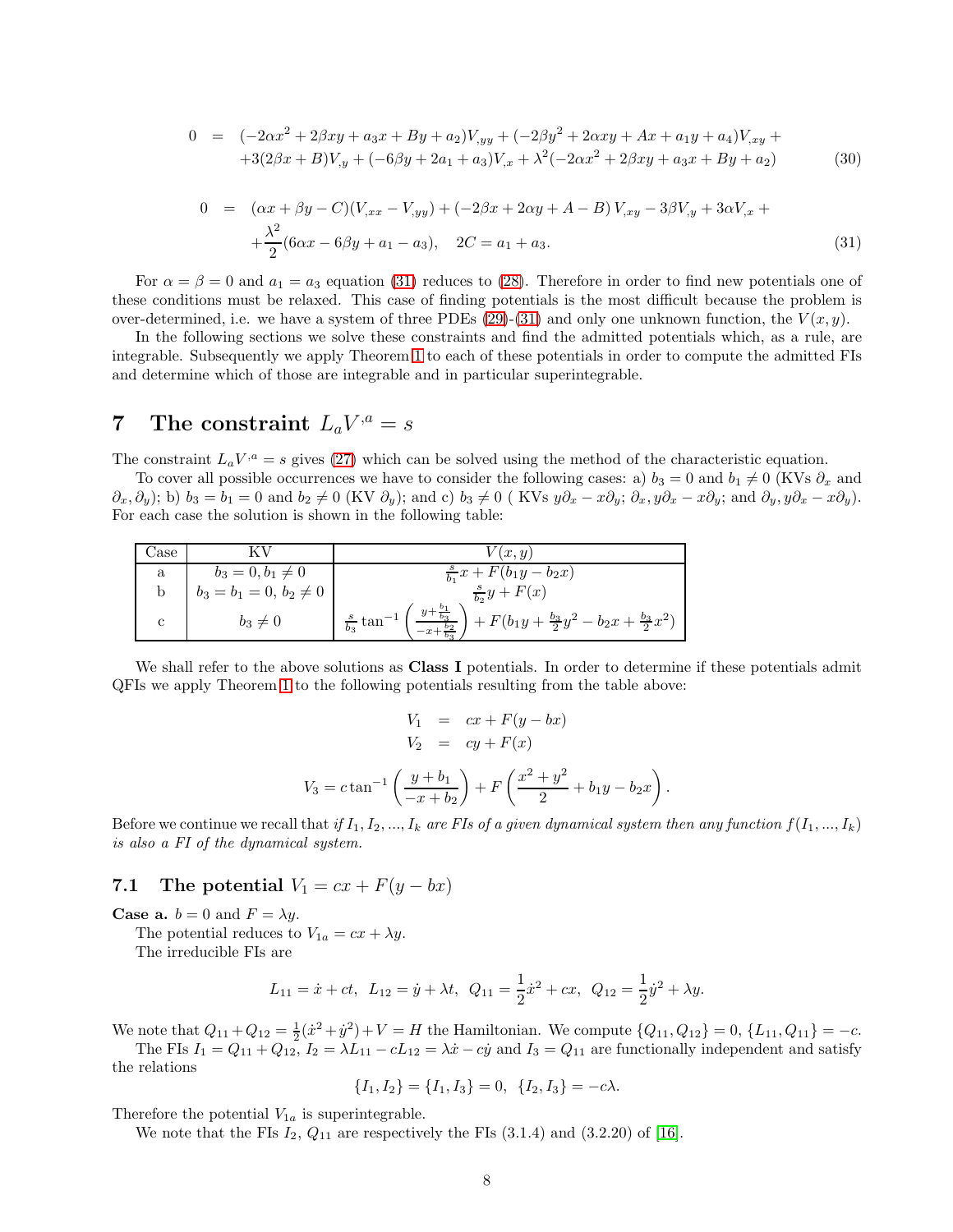$$
\begin{aligned}
0 &= (-2\alpha x^2 + 2\beta xy + a_3 x + By + a_2)V_{,yy} + (-2\beta y^2 + 2\alpha xy + Ax + a_1 y + a_4)V_{,xy} + \\
&\quad + 3(2\beta x + B)V_{,y} + (-6\beta y + 2a_1 + a_3)V_{,x} + \lambda^2(-2\alpha x^2 + 2\beta xy + a_3 x + By + a_2)
\end{aligned} \tag{30}
$$

$$
\begin{aligned}
0 &= (\alpha x + \beta y - C)(V_{,xx} - V_{,yy}) + (-2\beta x + 2\alpha y + A - B)\, V_{,xy} - 3\beta V_{,y} + 3\alpha V_{,x} + \\
&\quad + \frac{\lambda^2}{2}(6\alpha x - 6\beta y + a_1 - a_3), \quad 2C = a_1 + a_3.
\end{aligned} \tag{31}
$$

For $\alpha = \beta = 0$ and $a_1 = a_3$ equation (31) reduces to (28). Therefore in order to find new potentials one of these conditions must be relaxed. This case of finding potentials is the most difficult because the problem is over-determined, i.e. we have a system of three PDEs (29)-(31) and only one unknown function, the $V(x, y)$.

In the following sections we solve these constraints and find the admitted potentials which, as a rule, are integrable. Subsequently we apply Theorem 1 to each of these potentials in order to compute the admitted FIs and determine which of those are integrable and in particular superintegrable.

# 7 The constraint $L_a V^{,a} = s$

The constraint $L_a V^{,a} = s$ gives (27) which can be solved using the method of the characteristic equation.

To cover all possible occurrences we have to consider the following cases: a) $b_3 = 0$ and $b_1 \neq 0$ (KVs $\partial_x$ and $\partial_x, \partial_y$); b) $b_3 = b_1 = 0$ and $b_2 \neq 0$ (KV $\partial_y$); and c) $b_3 \neq 0$ ( KVs $y\partial_x - x\partial_y$; $\partial_x, y\partial_x - x\partial_y$; and $\partial_y, y\partial_x - x\partial_y$). For each case the solution is shown in the following table:

| Case | KV | $V(x,y)$ |
|---|---|---|
| a | $b_3 = 0, b_1 \neq 0$ | $\frac{s}{b_1}x + F(b_1 y - b_2 x)$ |
| b | $b_3 = b_1 = 0,\ b_2 \neq 0$ | $\frac{s}{b_2}y + F(x)$ |
| c | $b_3 \neq 0$ | $\frac{s}{b_3}\tan^{-1}\left(\frac{y + \frac{b_1}{b_3}}{-x + \frac{b_2}{b_3}}\right) + F(b_1 y + \frac{b_3}{2}y^2 - b_2 x + \frac{b_3}{2}x^2)$ |

We shall refer to the above solutions as **Class I** potentials. In order to determine if these potentials admit QFIs we apply Theorem 1 to the following potentials resulting from the table above:

$$
\begin{aligned}
V_1 &= cx + F(y - bx) \\
V_2 &= cy + F(x)
\end{aligned}
$$

$$
V_3 = c\tan^{-1}\left(\frac{y + b_1}{-x + b_2}\right) + F\left(\frac{x^2 + y^2}{2} + b_1 y - b_2 x\right).
$$

Before we continue we recall that *if $I_1, I_2, ..., I_k$ are FIs of a given dynamical system then any function $f(I_1, ..., I_k)$ is also a FI of the dynamical system.*

## 7.1 The potential $V_1 = cx + F(y - bx)$

**Case a.** $b = 0$ and $F = \lambda y$.

The potential reduces to $V_{1a} = cx + \lambda y$.

The irreducible FIs are

$$
L_{11} = \dot{x} + ct, \quad L_{12} = \dot{y} + \lambda t, \quad Q_{11} = \frac{1}{2}\dot{x}^2 + cx, \quad Q_{12} = \frac{1}{2}\dot{y}^2 + \lambda y.
$$

We note that $Q_{11} + Q_{12} = \frac{1}{2}(\dot{x}^2 + \dot{y}^2) + V = H$ the Hamiltonian. We compute $\{Q_{11}, Q_{12}\} = 0$, $\{L_{11}, Q_{11}\} = -c$.

The FIs $I_1 = Q_{11} + Q_{12}$, $I_2 = \lambda L_{11} - cL_{12} = \lambda\dot{x} - c\dot{y}$ and $I_3 = Q_{11}$ are functionally independent and satisfy the relations

$$
\{I_1, I_2\} = \{I_1, I_3\} = 0, \quad \{I_2, I_3\} = -c\lambda.
$$

Therefore the potential $V_{1a}$ is superintegrable.

We note that the FIs $I_2$, $Q_{11}$ are respectively the FIs (3.1.4) and (3.2.20) of [16].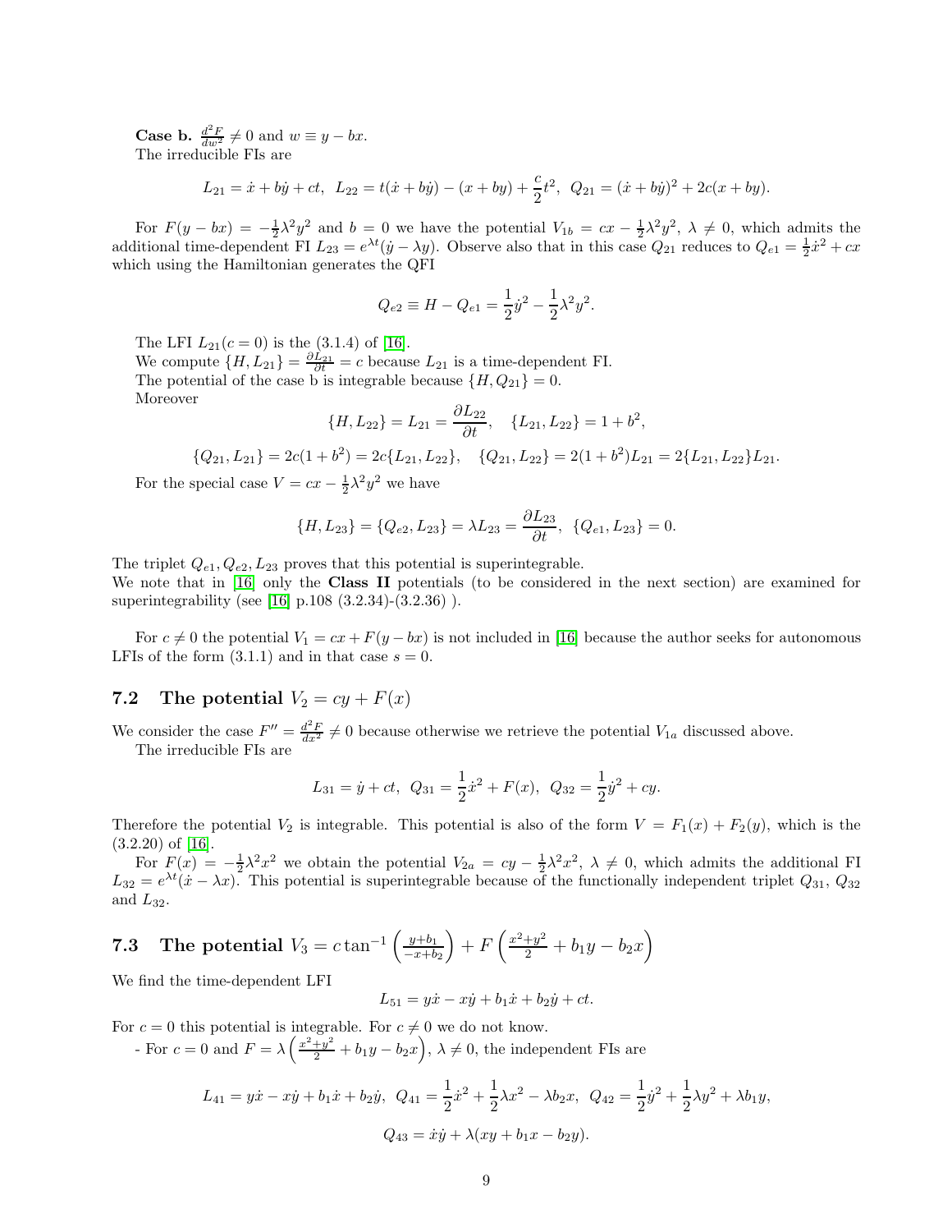**Case b.** $\frac{d^2F}{dw^2} \neq 0$ and $w \equiv y - bx$.
The irreducible FIs are

$$L_{21} = \dot{x} + b\dot{y} + ct, \;\; L_{22} = t(\dot{x} + b\dot{y}) - (x + by) + \frac{c}{2}t^2, \;\; Q_{21} = (\dot{x} + b\dot{y})^2 + 2c(x + by).$$

For $F(y - bx) = -\frac{1}{2}\lambda^2 y^2$ and $b = 0$ we have the potential $V_{1b} = cx - \frac{1}{2}\lambda^2 y^2$, $\lambda \neq 0$, which admits the additional time-dependent FI $L_{23} = e^{\lambda t}(\dot{y} - \lambda y)$. Observe also that in this case $Q_{21}$ reduces to $Q_{e1} = \frac{1}{2}\dot{x}^2 + cx$ which using the Hamiltonian generates the QFI

$$Q_{e2} \equiv H - Q_{e1} = \frac{1}{2}\dot{y}^2 - \frac{1}{2}\lambda^2 y^2.$$

The LFI $L_{21}(c = 0)$ is the (3.1.4) of [16].
We compute $\{H, L_{21}\} = \frac{\partial L_{21}}{\partial t} = c$ because $L_{21}$ is a time-dependent FI.
The potential of the case b is integrable because $\{H, Q_{21}\} = 0$.
Moreover

$$\{H, L_{22}\} = L_{21} = \frac{\partial L_{22}}{\partial t}, \quad \{L_{21}, L_{22}\} = 1 + b^2,$$

$$\{Q_{21}, L_{21}\} = 2c(1 + b^2) = 2c\{L_{21}, L_{22}\}, \quad \{Q_{21}, L_{22}\} = 2(1 + b^2)L_{21} = 2\{L_{21}, L_{22}\}L_{21}.$$

For the special case $V = cx - \frac{1}{2}\lambda^2 y^2$ we have

$$\{H, L_{23}\} = \{Q_{e2}, L_{23}\} = \lambda L_{23} = \frac{\partial L_{23}}{\partial t}, \;\; \{Q_{e1}, L_{23}\} = 0.$$

The triplet $Q_{e1}, Q_{e2}, L_{23}$ proves that this potential is superintegrable.
We note that in [16] only the **Class II** potentials (to be considered in the next section) are examined for superintegrability (see [16] p.108 (3.2.34)-(3.2.36) ).

For $c \neq 0$ the potential $V_1 = cx + F(y - bx)$ is not included in [16] because the author seeks for autonomous LFIs of the form (3.1.1) and in that case $s = 0$.

## 7.2 The potential $V_2 = cy + F(x)$

We consider the case $F'' = \frac{d^2F}{dx^2} \neq 0$ because otherwise we retrieve the potential $V_{1a}$ discussed above.
The irreducible FIs are

$$L_{31} = \dot{y} + ct, \;\; Q_{31} = \frac{1}{2}\dot{x}^2 + F(x), \;\; Q_{32} = \frac{1}{2}\dot{y}^2 + cy.$$

Therefore the potential $V_2$ is integrable. This potential is also of the form $V = F_1(x) + F_2(y)$, which is the (3.2.20) of [16].

For $F(x) = -\frac{1}{2}\lambda^2 x^2$ we obtain the potential $V_{2a} = cy - \frac{1}{2}\lambda^2 x^2$, $\lambda \neq 0$, which admits the additional FI $L_{32} = e^{\lambda t}(\dot{x} - \lambda x)$. This potential is superintegrable because of the functionally independent triplet $Q_{31}$, $Q_{32}$ and $L_{32}$.

## 7.3 The potential $V_3 = c \tan^{-1}\left(\frac{y+b_1}{-x+b_2}\right) + F\left(\frac{x^2+y^2}{2} + b_1 y - b_2 x\right)$

We find the time-dependent LFI

$$L_{51} = y\dot{x} - x\dot{y} + b_1\dot{x} + b_2\dot{y} + ct.$$

For $c = 0$ this potential is integrable. For $c \neq 0$ we do not know.

- For $c = 0$ and $F = \lambda\left(\frac{x^2+y^2}{2} + b_1 y - b_2 x\right)$, $\lambda \neq 0$, the independent FIs are

$$L_{41} = y\dot{x} - x\dot{y} + b_1\dot{x} + b_2\dot{y}, \;\; Q_{41} = \frac{1}{2}\dot{x}^2 + \frac{1}{2}\lambda x^2 - \lambda b_2 x, \;\; Q_{42} = \frac{1}{2}\dot{y}^2 + \frac{1}{2}\lambda y^2 + \lambda b_1 y,$$

$$Q_{43} = \dot{x}\dot{y} + \lambda(xy + b_1 x - b_2 y).$$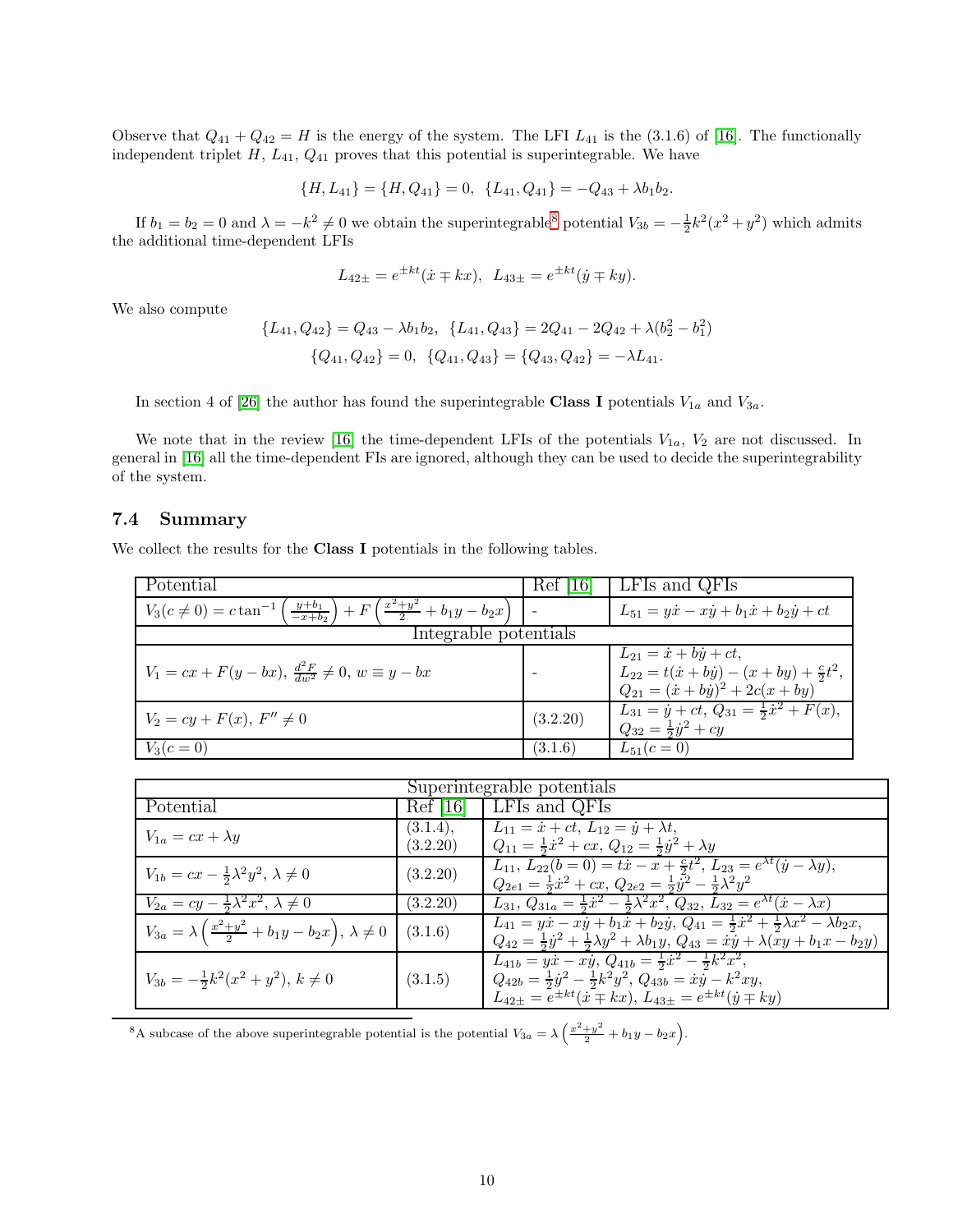Observe that $Q_{41} + Q_{42} = H$ is the energy of the system. The LFI $L_{41}$ is the (3.1.6) of [16]. The functionally independent triplet $H$, $L_{41}$, $Q_{41}$ proves that this potential is superintegrable. We have

$$\{H, L_{41}\} = \{H, Q_{41}\} = 0, \ \ \{L_{41}, Q_{41}\} = -Q_{43} + \lambda b_1 b_2.$$

If $b_1 = b_2 = 0$ and $\lambda = -k^2 \neq 0$ we obtain the superintegrable[8] potential $V_{3b} = -\frac{1}{2}k^2(x^2 + y^2)$ which admits the additional time-dependent LFIs

$$L_{42\pm} = e^{\pm kt}(\dot{x} \mp kx), \ \ L_{43\pm} = e^{\pm kt}(\dot{y} \mp ky).$$

We also compute

$$\{L_{41}, Q_{42}\} = Q_{43} - \lambda b_1 b_2, \ \ \{L_{41}, Q_{43}\} = 2Q_{41} - 2Q_{42} + \lambda(b_2^2 - b_1^2)$$
$$\{Q_{41}, Q_{42}\} = 0, \ \ \{Q_{41}, Q_{43}\} = \{Q_{43}, Q_{42}\} = -\lambda L_{41}.$$

In section 4 of [26] the author has found the superintegrable **Class I** potentials $V_{1a}$ and $V_{3a}$.

We note that in the review [16] the time-dependent LFIs of the potentials $V_{1a}$, $V_2$ are not discussed. In general in [16] all the time-dependent FIs are ignored, although they can be used to decide the superintegrability of the system.

## 7.4 Summary

We collect the results for the **Class I** potentials in the following tables.

| Potential | Ref [16] | LFIs and QFIs |
|---|---|---|
| $V_3(c \neq 0) = c\tan^{-1}\left(\frac{y+b_1}{-x+b_2}\right) + F\left(\frac{x^2+y^2}{2} + b_1 y - b_2 x\right)$ | - | $L_{51} = y\dot{x} - x\dot{y} + b_1\dot{x} + b_2\dot{y} + ct$ |
| Integrable potentials | | |
| $V_1 = cx + F(y - bx)$, $\frac{d^2F}{dw^2} \neq 0$, $w \equiv y - bx$ | - | $L_{21} = \dot{x} + b\dot{y} + ct$, $L_{22} = t(\dot{x} + b\dot{y}) - (x + by) + \frac{c}{2}t^2$, $Q_{21} = (\dot{x} + b\dot{y})^2 + 2c(x + by)$ |
| $V_2 = cy + F(x)$, $F'' \neq 0$ | (3.2.20) | $L_{31} = \dot{y} + ct$, $Q_{31} = \frac{1}{2}\dot{x}^2 + F(x)$, $Q_{32} = \frac{1}{2}\dot{y}^2 + cy$ |
| $V_3(c = 0)$ | (3.1.6) | $L_{51}(c = 0)$ |

| Superintegrable potentials | | |
|---|---|---|
| Potential | Ref [16] | LFIs and QFIs |
| $V_{1a} = cx + \lambda y$ | (3.1.4), (3.2.20) | $L_{11} = \dot{x} + ct$, $L_{12} = \dot{y} + \lambda t$, $Q_{11} = \frac{1}{2}\dot{x}^2 + cx$, $Q_{12} = \frac{1}{2}\dot{y}^2 + \lambda y$ |
| $V_{1b} = cx - \frac{1}{2}\lambda^2 y^2$, $\lambda \neq 0$ | (3.2.20) | $L_{11}$, $L_{22}(b = 0) = t\dot{x} - x + \frac{c}{2}t^2$, $L_{23} = e^{\lambda t}(\dot{y} - \lambda y)$, $Q_{2e1} = \frac{1}{2}\dot{x}^2 + cx$, $Q_{2e2} = \frac{1}{2}\dot{y}^2 - \frac{1}{2}\lambda^2 y^2$ |
| $V_{2a} = cy - \frac{1}{2}\lambda^2 x^2$, $\lambda \neq 0$ | (3.2.20) | $L_{31}$, $Q_{31a} = \frac{1}{2}\dot{x}^2 - \frac{1}{2}\lambda^2 x^2$, $Q_{32}$, $L_{32} = e^{\lambda t}(\dot{x} - \lambda x)$ |
| $V_{3a} = \lambda\left(\frac{x^2+y^2}{2} + b_1 y - b_2 x\right)$, $\lambda \neq 0$ | (3.1.6) | $L_{41} = y\dot{x} - x\dot{y} + b_1\dot{x} + b_2\dot{y}$, $Q_{41} = \frac{1}{2}\dot{x}^2 + \frac{1}{2}\lambda x^2 - \lambda b_2 x$, $Q_{42} = \frac{1}{2}\dot{y}^2 + \frac{1}{2}\lambda y^2 + \lambda b_1 y$, $Q_{43} = \dot{x}\dot{y} + \lambda(xy + b_1 x - b_2 y)$ |
| $V_{3b} = -\frac{1}{2}k^2(x^2 + y^2)$, $k \neq 0$ | (3.1.5) | $L_{41b} = y\dot{x} - x\dot{y}$, $Q_{41b} = \frac{1}{2}\dot{x}^2 - \frac{1}{2}k^2 x^2$, $Q_{42b} = \frac{1}{2}\dot{y}^2 - \frac{1}{2}k^2 y^2$, $Q_{43b} = \dot{x}\dot{y} - k^2 xy$, $L_{42\pm} = e^{\pm kt}(\dot{x} \mp kx)$, $L_{43\pm} = e^{\pm kt}(\dot{y} \mp ky)$ |

[8] A subcase of the above superintegrable potential is the potential $V_{3a} = \lambda\left(\frac{x^2+y^2}{2} + b_1 y - b_2 x\right)$.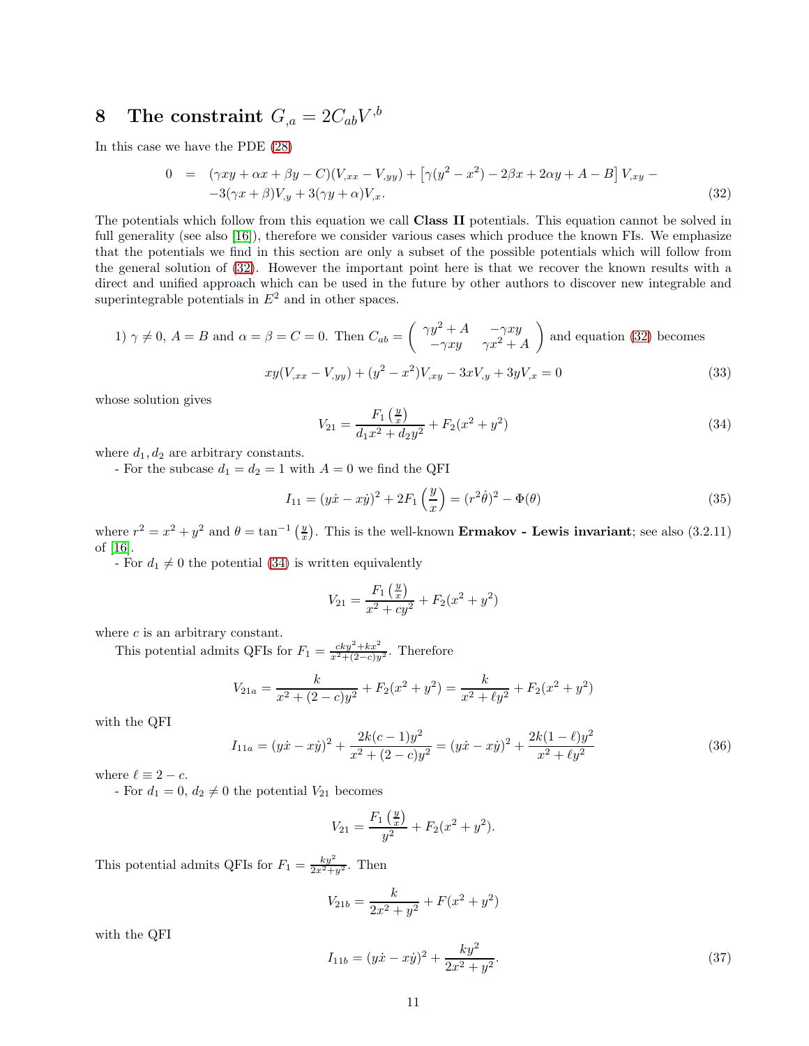# 8 The constraint $G_{,a} = 2C_{ab}V^{,b}$

In this case we have the PDE (28)

$$
\begin{aligned}
0 &= (\gamma xy + \alpha x + \beta y - C)(V_{,xx} - V_{,yy}) + \left[\gamma(y^2 - x^2) - 2\beta x + 2\alpha y + A - B\right] V_{,xy} - \\
&\quad -3(\gamma x + \beta)V_{,y} + 3(\gamma y + \alpha)V_{,x}.
\end{aligned} \tag{32}
$$

The potentials which follow from this equation we call **Class II** potentials. This equation cannot be solved in full generality (see also [16]), therefore we consider various cases which produce the known FIs. We emphasize that the potentials we find in this section are only a subset of the possible potentials which will follow from the general solution of (32). However the important point here is that we recover the known results with a direct and unified approach which can be used in the future by other authors to discover new integrable and superintegrable potentials in $E^2$ and in other spaces.

1) $\gamma \neq 0$, $A = B$ and $\alpha = \beta = C = 0$. Then $C_{ab} = \begin{pmatrix} \gamma y^2 + A & -\gamma xy \\ -\gamma xy & \gamma x^2 + A \end{pmatrix}$ and equation (32) becomes

$$
xy(V_{,xx} - V_{,yy}) + (y^2 - x^2)V_{,xy} - 3xV_{,y} + 3yV_{,x} = 0 \tag{33}
$$

whose solution gives

$$
V_{21} = \frac{F_1\left(\frac{y}{x}\right)}{d_1 x^2 + d_2 y^2} + F_2(x^2 + y^2) \tag{34}
$$

where $d_1, d_2$ are arbitrary constants.

- For the subcase $d_1 = d_2 = 1$ with $A = 0$ we find the QFI

$$
I_{11} = (y\dot{x} - x\dot{y})^2 + 2F_1\left(\frac{y}{x}\right) = (r^2\dot{\theta})^2 - \Phi(\theta) \tag{35}
$$

where $r^2 = x^2 + y^2$ and $\theta = \tan^{-1}\left(\frac{y}{x}\right)$. This is the well-known **Ermakov - Lewis invariant**; see also (3.2.11) of [16].

- For $d_1 \neq 0$ the potential (34) is written equivalently

$$
V_{21} = \frac{F_1\left(\frac{y}{x}\right)}{x^2 + cy^2} + F_2(x^2 + y^2)
$$

where $c$ is an arbitrary constant.

This potential admits QFIs for $F_1 = \frac{cky^2 + kx^2}{x^2 + (2-c)y^2}$. Therefore

$$
V_{21a} = \frac{k}{x^2 + (2-c)y^2} + F_2(x^2 + y^2) = \frac{k}{x^2 + \ell y^2} + F_2(x^2 + y^2)
$$

with the QFI

$$
I_{11a} = (y\dot{x} - x\dot{y})^2 + \frac{2k(c-1)y^2}{x^2 + (2-c)y^2} = (y\dot{x} - x\dot{y})^2 + \frac{2k(1-\ell)y^2}{x^2 + \ell y^2} \tag{36}
$$

where $\ell \equiv 2 - c$.

- For $d_1 = 0$, $d_2 \neq 0$ the potential $V_{21}$ becomes

$$
V_{21} = \frac{F_1\left(\frac{y}{x}\right)}{y^2} + F_2(x^2 + y^2).
$$

This potential admits QFIs for $F_1 = \frac{ky^2}{2x^2 + y^2}$. Then

$$
V_{21b} = \frac{k}{2x^2 + y^2} + F(x^2 + y^2)
$$

with the QFI

$$
I_{11b} = (y\dot{x} - x\dot{y})^2 + \frac{ky^2}{2x^2 + y^2}. \tag{37}
$$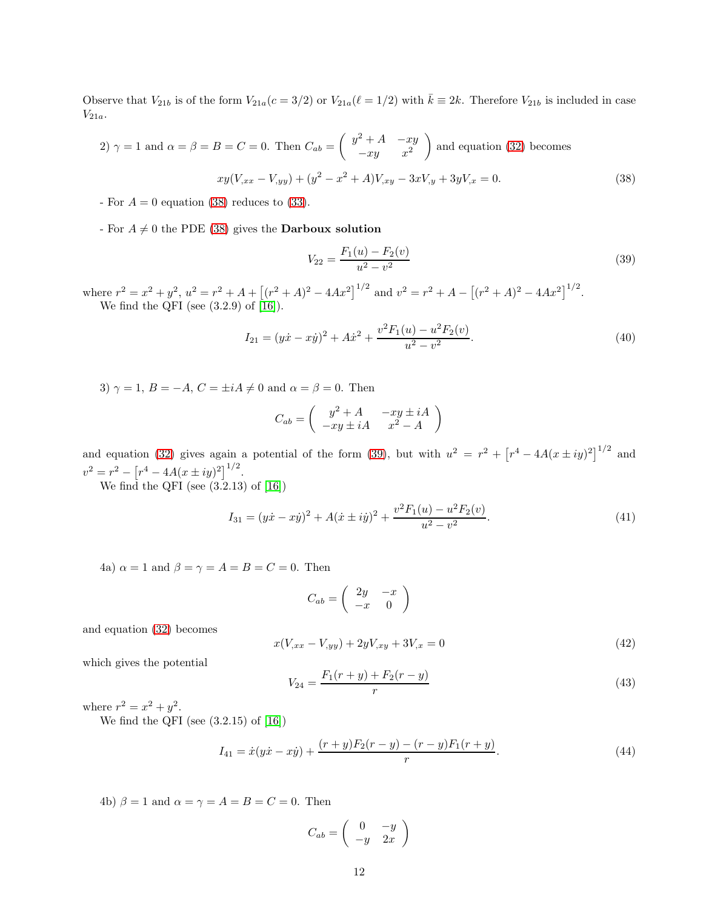Observe that $V_{21b}$ is of the form $V_{21a}(c = 3/2)$ or $V_{21a}(\ell = 1/2)$ with $\bar{k} \equiv 2k$. Therefore $V_{21b}$ is included in case $V_{21a}$.

2) $\gamma = 1$ and $\alpha = \beta = B = C = 0$. Then $C_{ab} = \begin{pmatrix} y^2 + A & -xy \\ -xy & x^2 \end{pmatrix}$ and equation (32) becomes

$$xy(V_{,xx} - V_{,yy}) + (y^2 - x^2 + A)V_{,xy} - 3xV_{,y} + 3yV_{,x} = 0. \tag{38}$$

- For $A = 0$ equation (38) reduces to (33).

- For $A \neq 0$ the PDE (38) gives the **Darboux solution**

$$V_{22} = \frac{F_1(u) - F_2(v)}{u^2 - v^2} \tag{39}$$

where $r^2 = x^2 + y^2$, $u^2 = r^2 + A + \left[(r^2 + A)^2 - 4Ax^2\right]^{1/2}$ and $v^2 = r^2 + A - \left[(r^2 + A)^2 - 4Ax^2\right]^{1/2}$.

We find the QFI (see (3.2.9) of [16]).

$$I_{21} = (y\dot{x} - x\dot{y})^2 + A\dot{x}^2 + \frac{v^2 F_1(u) - u^2 F_2(v)}{u^2 - v^2}. \tag{40}$$

3) $\gamma = 1$, $B = -A$, $C = \pm iA \neq 0$ and $\alpha = \beta = 0$. Then

$$C_{ab} = \begin{pmatrix} y^2 + A & -xy \pm iA \\ -xy \pm iA & x^2 - A \end{pmatrix}$$

and equation (32) gives again a potential of the form (39), but with $u^2 = r^2 + \left[r^4 - 4A(x \pm iy)^2\right]^{1/2}$ and $v^2 = r^2 - \left[r^4 - 4A(x \pm iy)^2\right]^{1/2}$.

We find the QFI (see (3.2.13) of [16])

$$I_{31} = (y\dot{x} - x\dot{y})^2 + A(\dot{x} \pm i\dot{y})^2 + \frac{v^2 F_1(u) - u^2 F_2(v)}{u^2 - v^2}. \tag{41}$$

4a) $\alpha = 1$ and $\beta = \gamma = A = B = C = 0$. Then

$$C_{ab} = \begin{pmatrix} 2y & -x \\ -x & 0 \end{pmatrix}$$

and equation (32) becomes

$$x(V_{,xx} - V_{,yy}) + 2yV_{,xy} + 3V_{,x} = 0 \tag{42}$$

which gives the potential

$$V_{24} = \frac{F_1(r + y) + F_2(r - y)}{r} \tag{43}$$

where $r^2 = x^2 + y^2$.

We find the QFI (see (3.2.15) of [16])

$$I_{41} = \dot{x}(y\dot{x} - x\dot{y}) + \frac{(r + y)F_2(r - y) - (r - y)F_1(r + y)}{r}. \tag{44}$$

4b) $\beta = 1$ and $\alpha = \gamma = A = B = C = 0$. Then

$$C_{ab} = \begin{pmatrix} 0 & -y \\ -y & 2x \end{pmatrix}$$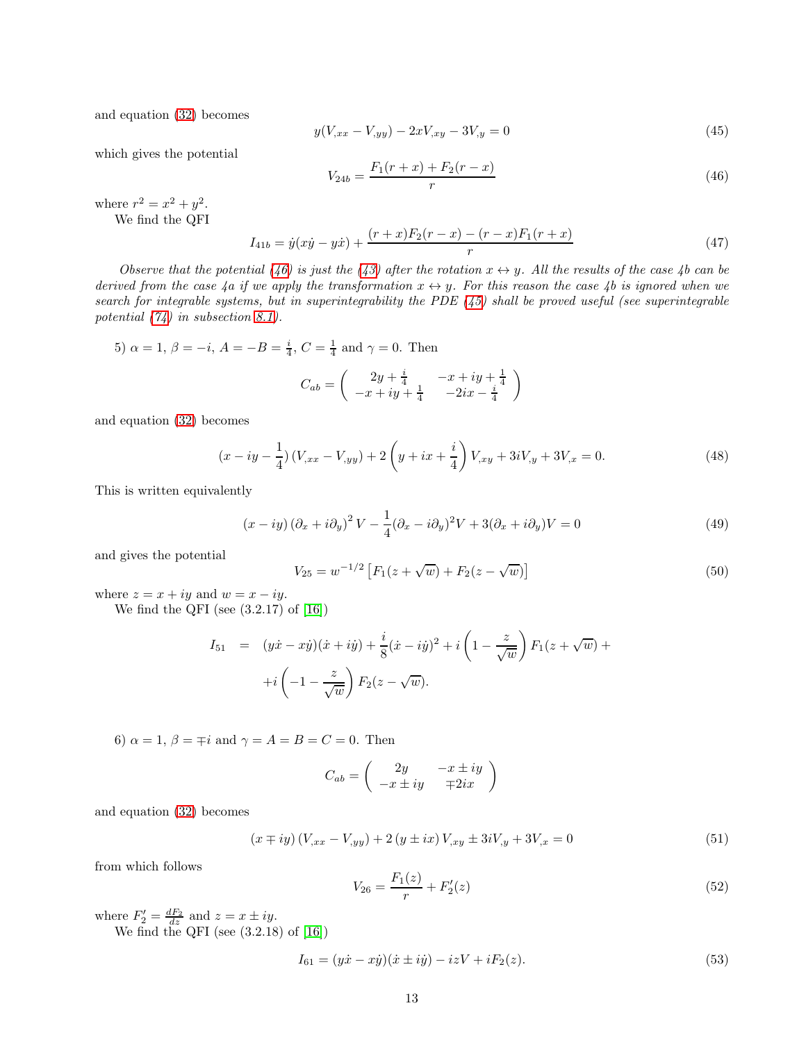and equation (32) becomes

$$y(V_{,xx}-V_{,yy})-2xV_{,xy}-3V_{,y}=0 \tag{45}$$

which gives the potential

$$V_{24b}=\frac{F_1(r+x)+F_2(r-x)}{r} \tag{46}$$

where $r^2=x^2+y^2$.

We find the QFI

$$I_{41b}=\dot{y}(x\dot{y}-y\dot{x})+\frac{(r+x)F_2(r-x)-(r-x)F_1(r+x)}{r} \tag{47}$$

*Observe that the potential (46) is just the (43) after the rotation $x\leftrightarrow y$. All the results of the case 4b can be derived from the case 4a if we apply the transformation $x\leftrightarrow y$. For this reason the case 4b is ignored when we search for integrable systems, but in superintegrability the PDE (45) shall be proved useful (see superintegrable potential (74) in subsection 8.1).*

5) $\alpha=1$, $\beta=-i$, $A=-B=\frac{i}{4}$, $C=\frac{1}{4}$ and $\gamma=0$. Then

$$C_{ab}=\begin{pmatrix} 2y+\frac{i}{4} & -x+iy+\frac{1}{4} \\ -x+iy+\frac{1}{4} & -2ix-\frac{i}{4} \end{pmatrix}$$

and equation (32) becomes

$$(x-iy-\frac{1}{4})\left(V_{,xx}-V_{,yy}\right)+2\left(y+ix+\frac{i}{4}\right)V_{,xy}+3iV_{,y}+3V_{,x}=0. \tag{48}$$

This is written equivalently

$$(x-iy)\left(\partial_x+i\partial_y\right)^2V-\frac{1}{4}(\partial_x-i\partial_y)^2V+3(\partial_x+i\partial_y)V=0 \tag{49}$$

and gives the potential

$$V_{25}=w^{-1/2}\left[F_1(z+\sqrt{w})+F_2(z-\sqrt{w})\right] \tag{50}$$

where $z=x+iy$ and $w=x-iy$.

We find the QFI (see (3.2.17) of [16])

$$\begin{aligned} I_{51} &= (y\dot{x}-x\dot{y})(\dot{x}+i\dot{y})+\frac{i}{8}(\dot{x}-i\dot{y})^2+i\left(1-\frac{z}{\sqrt{w}}\right)F_1(z+\sqrt{w})+ \\ &\quad +i\left(-1-\frac{z}{\sqrt{w}}\right)F_2(z-\sqrt{w}). \end{aligned}$$

6) $\alpha=1$, $\beta=\mp i$ and $\gamma=A=B=C=0$. Then

$$C_{ab}=\begin{pmatrix} 2y & -x\pm iy \\ -x\pm iy & \mp 2ix \end{pmatrix}$$

and equation (32) becomes

$$(x\mp iy)\left(V_{,xx}-V_{,yy}\right)+2\left(y\pm ix\right)V_{,xy}\pm 3iV_{,y}+3V_{,x}=0 \tag{51}$$

from which follows

$$V_{26}=\frac{F_1(z)}{r}+F_2'(z) \tag{52}$$

where $F_2'=\frac{dF_2}{dz}$ and $z=x\pm iy$.

We find the QFI (see (3.2.18) of [16])

$$I_{61}=(y\dot{x}-x\dot{y})(\dot{x}\pm i\dot{y})-izV+iF_2(z). \tag{53}$$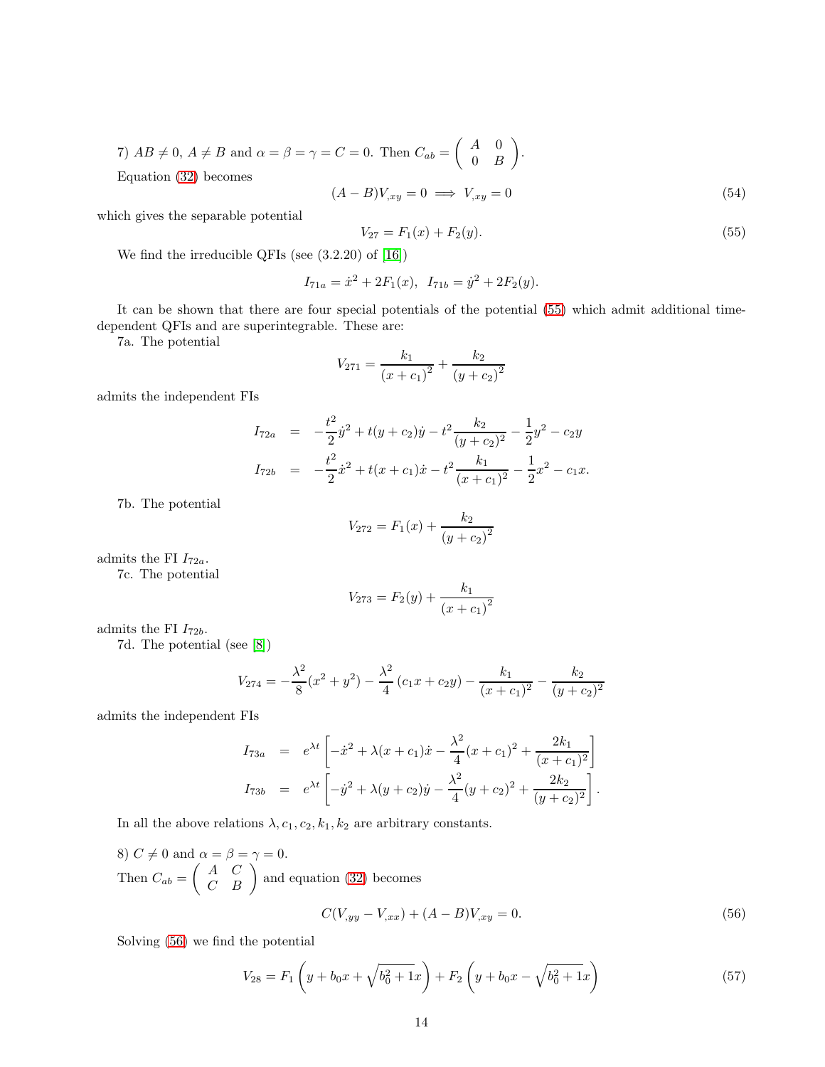7) $AB \neq 0$, $A \neq B$ and $\alpha = \beta = \gamma = C = 0$. Then $C_{ab} = \begin{pmatrix} A & 0 \\ 0 & B \end{pmatrix}$.

Equation (32) becomes

$$(A - B)V_{,xy} = 0 \implies V_{,xy} = 0 \tag{54}$$

which gives the separable potential

$$V_{27} = F_1(x) + F_2(y). \tag{55}$$

We find the irreducible QFIs (see (3.2.20) of [16])

$$I_{71a} = \dot{x}^2 + 2F_1(x), \quad I_{71b} = \dot{y}^2 + 2F_2(y).$$

It can be shown that there are four special potentials of the potential (55) which admit additional time-dependent QFIs and are superintegrable. These are:

7a. The potential

$$V_{271} = \frac{k_1}{(x + c_1)^2} + \frac{k_2}{(y + c_2)^2}$$

admits the independent FIs

$$\begin{aligned} I_{72a} &= -\frac{t^2}{2}\dot{y}^2 + t(y + c_2)\dot{y} - t^2\frac{k_2}{(y + c_2)^2} - \frac{1}{2}y^2 - c_2 y \\ I_{72b} &= -\frac{t^2}{2}\dot{x}^2 + t(x + c_1)\dot{x} - t^2\frac{k_1}{(x + c_1)^2} - \frac{1}{2}x^2 - c_1 x. \end{aligned}$$

7b. The potential

$$V_{272} = F_1(x) + \frac{k_2}{(y + c_2)^2}$$

admits the FI $I_{72a}$.

7c. The potential

$$V_{273} = F_2(y) + \frac{k_1}{(x + c_1)^2}$$

admits the FI $I_{72b}$.

7d. The potential (see [8])

$$V_{274} = -\frac{\lambda^2}{8}(x^2 + y^2) - \frac{\lambda^2}{4}(c_1 x + c_2 y) - \frac{k_1}{(x + c_1)^2} - \frac{k_2}{(y + c_2)^2}$$

admits the independent FIs

$$\begin{aligned} I_{73a} &= e^{\lambda t}\left[-\dot{x}^2 + \lambda(x + c_1)\dot{x} - \frac{\lambda^2}{4}(x + c_1)^2 + \frac{2k_1}{(x + c_1)^2}\right] \\ I_{73b} &= e^{\lambda t}\left[-\dot{y}^2 + \lambda(y + c_2)\dot{y} - \frac{\lambda^2}{4}(y + c_2)^2 + \frac{2k_2}{(y + c_2)^2}\right]. \end{aligned}$$

In all the above relations $\lambda, c_1, c_2, k_1, k_2$ are arbitrary constants.

8) $C \neq 0$ and $\alpha = \beta = \gamma = 0$.

Then $C_{ab} = \begin{pmatrix} A & C \\ C & B \end{pmatrix}$ and equation (32) becomes

$$C(V_{,yy} - V_{,xx}) + (A - B)V_{,xy} = 0. \tag{56}$$

Solving (56) we find the potential

$$V_{28} = F_1\left(y + b_0 x + \sqrt{b_0^2 + 1}x\right) + F_2\left(y + b_0 x - \sqrt{b_0^2 + 1}x\right) \tag{57}$$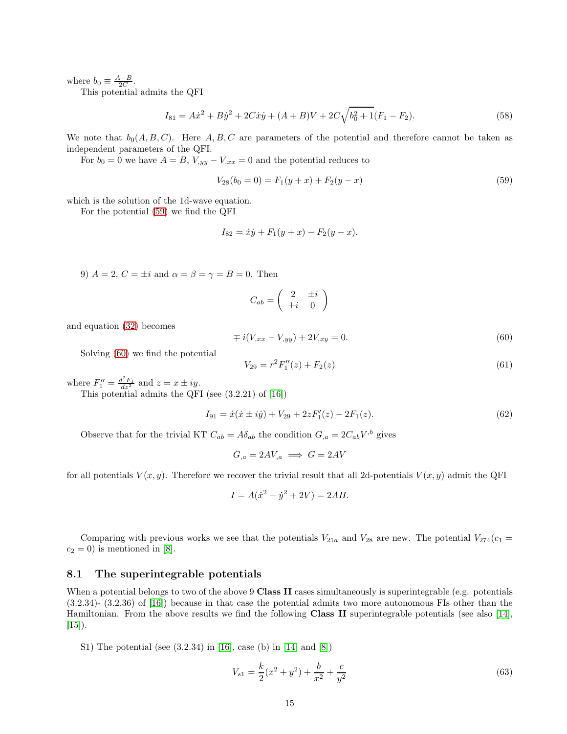where $b_0 \equiv \frac{A-B}{2C}$.

This potential admits the QFI

$$I_{81} = A\dot{x}^2 + B\dot{y}^2 + 2C\dot{x}\dot{y} + (A+B)V + 2C\sqrt{b_0^2+1}(F_1 - F_2). \tag{58}$$

We note that $b_0(A, B, C)$. Here $A, B, C$ are parameters of the potential and therefore cannot be taken as independent parameters of the QFI.

For $b_0 = 0$ we have $A = B$, $V_{,yy} - V_{,xx} = 0$ and the potential reduces to

$$V_{28}(b_0 = 0) = F_1(y+x) + F_2(y-x) \tag{59}$$

which is the solution of the 1d-wave equation.

For the potential (59) we find the QFI

$$I_{82} = \dot{x}\dot{y} + F_1(y+x) - F_2(y-x).$$

9) $A = 2$, $C = \pm i$ and $\alpha = \beta = \gamma = B = 0$. Then

$$C_{ab} = \begin{pmatrix} 2 & \pm i \\ \pm i & 0 \end{pmatrix}$$

and equation (32) becomes

$$\mp i(V_{,xx} - V_{,yy}) + 2V_{,xy} = 0. \tag{60}$$

Solving (60) we find the potential

$$V_{29} = r^2 F_1''(z) + F_2(z) \tag{61}$$

where $F_1'' = \frac{d^2F_1}{dz^2}$ and $z = x \pm iy$.

This potential admits the QFI (see (3.2.21) of [16])

$$I_{91} = \dot{x}(\dot{x} \pm i\dot{y}) + V_{29} + 2zF_1'(z) - 2F_1(z). \tag{62}$$

Observe that for the trivial KT $C_{ab} = A\delta_{ab}$ the condition $G_{,a} = 2C_{ab}V^{,b}$ gives

$$G_{,a} = 2AV_{,a} \implies G = 2AV$$

for all potentials $V(x,y)$. Therefore we recover the trivial result that all 2d-potentials $V(x,y)$ admit the QFI

$$I = A(\dot{x}^2 + \dot{y}^2 + 2V) = 2AH.$$

Comparing with previous works we see that the potentials $V_{21a}$ and $V_{28}$ are new. The potential $V_{274}(c_1 = c_2 = 0)$ is mentioned in [8].

## 8.1 The superintegrable potentials

When a potential belongs to two of the above 9 **Class II** cases simultaneously is superintegrable (e.g. potentials (3.2.34)- (3.2.36) of [16]) because in that case the potential admits two more autonomous FIs other than the Hamiltonian. From the above results we find the following **Class II** superintegrable potentials (see also [14], [15]).

S1) The potential (see (3.2.34) in [16], case (b) in [14] and [8])

$$V_{s1} = \frac{k}{2}(x^2 + y^2) + \frac{b}{x^2} + \frac{c}{y^2} \tag{63}$$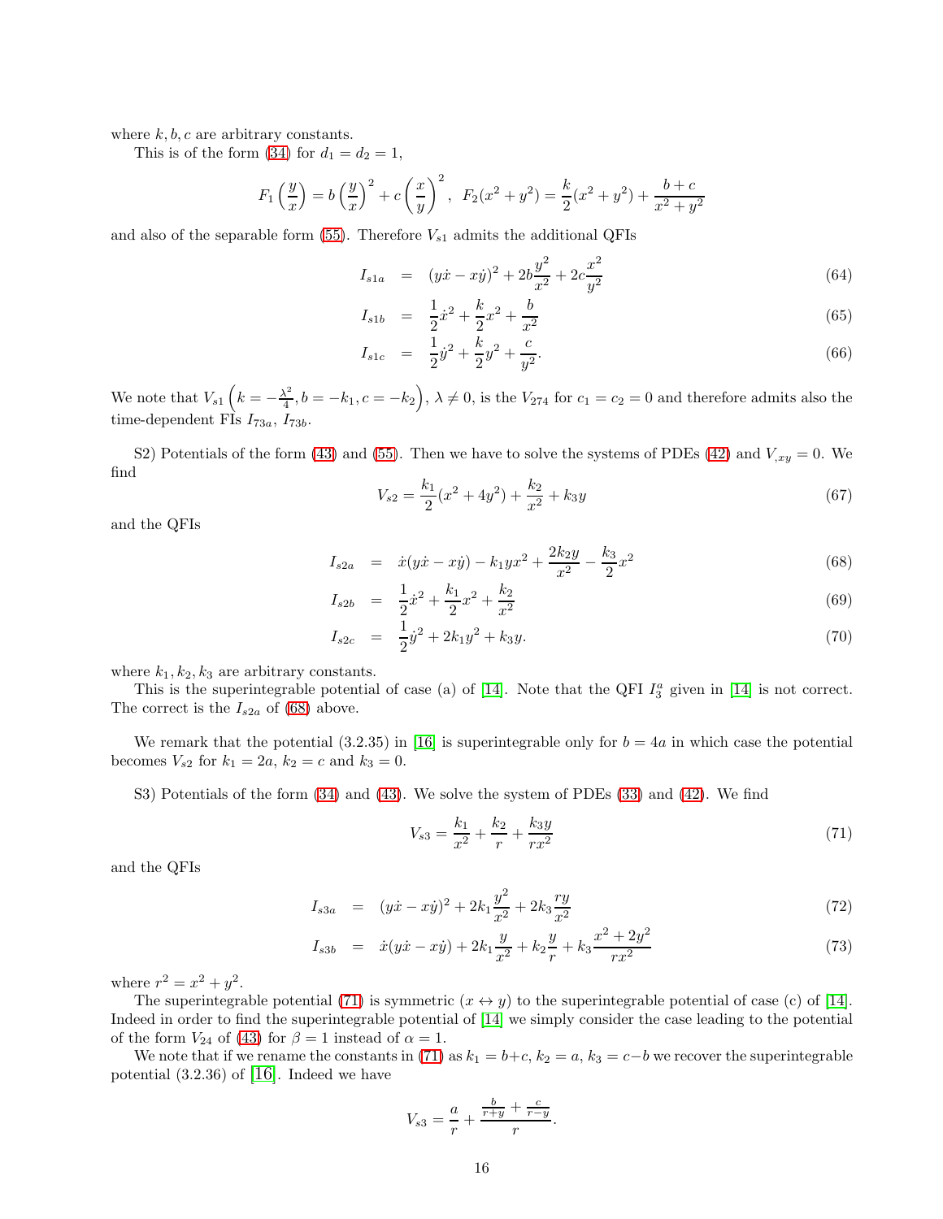where $k, b, c$ are arbitrary constants.

This is of the form (34) for $d_1 = d_2 = 1$,

$$F_1\left(\frac{y}{x}\right) = b\left(\frac{y}{x}\right)^2 + c\left(\frac{x}{y}\right)^2, \quad F_2(x^2+y^2) = \frac{k}{2}(x^2+y^2) + \frac{b+c}{x^2+y^2}$$

and also of the separable form (55). Therefore $V_{s1}$ admits the additional QFIs

$$I_{s1a} = (y\dot{x} - x\dot{y})^2 + 2b\frac{y^2}{x^2} + 2c\frac{x^2}{y^2} \tag{64}$$

$$I_{s1b} = \frac{1}{2}\dot{x}^2 + \frac{k}{2}x^2 + \frac{b}{x^2} \tag{65}$$

$$I_{s1c} = \frac{1}{2}\dot{y}^2 + \frac{k}{2}y^2 + \frac{c}{y^2}. \tag{66}$$

We note that $V_{s1}\left(k = -\frac{\lambda^2}{4}, b = -k_1, c = -k_2\right)$, $\lambda \neq 0$, is the $V_{274}$ for $c_1 = c_2 = 0$ and therefore admits also the time-dependent FIs $I_{73a}$, $I_{73b}$.

S2) Potentials of the form (43) and (55). Then we have to solve the systems of PDEs (42) and $V_{,xy} = 0$. We find

$$V_{s2} = \frac{k_1}{2}(x^2 + 4y^2) + \frac{k_2}{x^2} + k_3 y \tag{67}$$

and the QFIs

$$I_{s2a} = \dot{x}(y\dot{x} - x\dot{y}) - k_1 y x^2 + \frac{2k_2 y}{x^2} - \frac{k_3}{2}x^2 \tag{68}$$

$$I_{s2b} = \frac{1}{2}\dot{x}^2 + \frac{k_1}{2}x^2 + \frac{k_2}{x^2} \tag{69}$$

$$I_{s2c} = \frac{1}{2}\dot{y}^2 + 2k_1 y^2 + k_3 y. \tag{70}$$

where $k_1, k_2, k_3$ are arbitrary constants.

This is the superintegrable potential of case (a) of [14]. Note that the QFI $I_3^a$ given in [14] is not correct. The correct is the $I_{s2a}$ of (68) above.

We remark that the potential (3.2.35) in [16] is superintegrable only for $b = 4a$ in which case the potential becomes $V_{s2}$ for $k_1 = 2a$, $k_2 = c$ and $k_3 = 0$.

S3) Potentials of the form (34) and (43). We solve the system of PDEs (33) and (42). We find

$$V_{s3} = \frac{k_1}{x^2} + \frac{k_2}{r} + \frac{k_3 y}{r x^2} \tag{71}$$

and the QFIs

$$I_{s3a} = (y\dot{x} - x\dot{y})^2 + 2k_1\frac{y^2}{x^2} + 2k_3\frac{ry}{x^2} \tag{72}$$

$$I_{s3b} = \dot{x}(y\dot{x} - x\dot{y}) + 2k_1\frac{y}{x^2} + k_2\frac{y}{r} + k_3\frac{x^2 + 2y^2}{r x^2} \tag{73}$$

where $r^2 = x^2 + y^2$.

The superintegrable potential (71) is symmetric $(x \leftrightarrow y)$ to the superintegrable potential of case (c) of [14]. Indeed in order to find the superintegrable potential of [14] we simply consider the case leading to the potential of the form $V_{24}$ of (43) for $\beta = 1$ instead of $\alpha = 1$.

We note that if we rename the constants in (71) as $k_1 = b + c$, $k_2 = a$, $k_3 = c - b$ we recover the superintegrable potential (3.2.36) of [16]. Indeed we have

$$V_{s3} = \frac{a}{r} + \frac{\frac{b}{r+y} + \frac{c}{r-y}}{r}.$$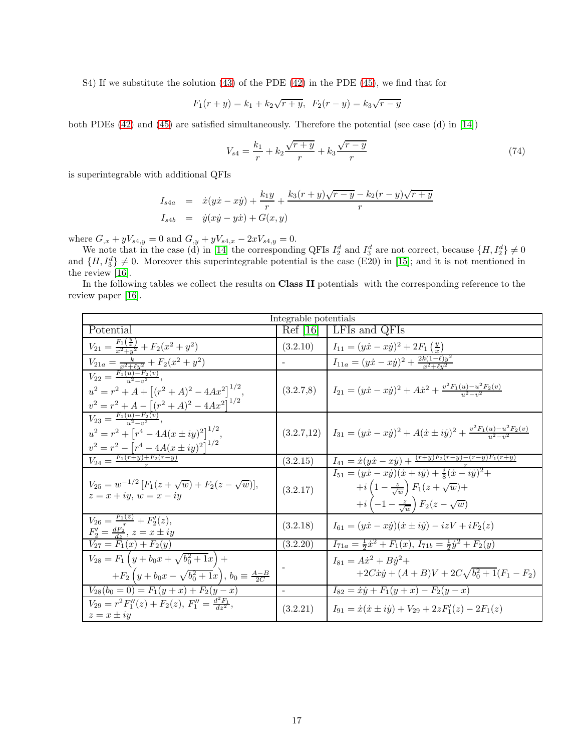S4) If we substitute the solution (43) of the PDE (42) in the PDE (45), we find that for

$$F_1(r+y) = k_1 + k_2\sqrt{r+y}, \;\; F_2(r-y) = k_3\sqrt{r-y}$$

both PDEs (42) and (45) are satisfied simultaneously. Therefore the potential (see case (d) in [14])

$$V_{s4} = \frac{k_1}{r} + k_2\frac{\sqrt{r+y}}{r} + k_3\frac{\sqrt{r-y}}{r} \tag{74}$$

is superintegrable with additional QFIs

$$\begin{aligned} I_{s4a} &= \dot{x}(y\dot{x} - x\dot{y}) + \frac{k_1 y}{r} + \frac{k_3(r+y)\sqrt{r-y} - k_2(r-y)\sqrt{r+y}}{r} \\ I_{s4b} &= \dot{y}(x\dot{y} - y\dot{x}) + G(x,y) \end{aligned}$$

where $G_{,x} + yV_{s4,y} = 0$ and $G_{,y} + yV_{s4,x} - 2xV_{s4,y} = 0$.

We note that in the case (d) in [14] the corresponding QFIs $I_2^d$ and $I_3^d$ are not correct, because $\{H, I_2^d\} \neq 0$ and $\{H, I_3^d\} \neq 0$. Moreover this superintegrable potential is the case (E20) in [15]; and it is not mentioned in the review [16].

In the following tables we collect the results on **Class II** potentials with the corresponding reference to the review paper [16].

| Integrable potentials | | |
|---|---|---|
| Potential | Ref [16] | LFIs and QFIs |
| $V_{21} = \frac{F_1\left(\frac{y}{x}\right)}{x^2+y^2} + F_2(x^2+y^2)$ | (3.2.10) | $I_{11} = (y\dot{x} - x\dot{y})^2 + 2F_1\left(\frac{y}{x}\right)$ |
| $V_{21a} = \frac{k}{x^2+\ell y^2} + F_2(x^2+y^2)$ | - | $I_{11a} = (y\dot{x} - x\dot{y})^2 + \frac{2k(1-\ell)y^2}{x^2+\ell y^2}$ |
| $V_{22} = \frac{F_1(u)-F_2(v)}{u^2-v^2}$, $u^2 = r^2 + A + \left[(r^2+A)^2 - 4Ax^2\right]^{1/2}$, $v^2 = r^2 + A - \left[(r^2+A)^2 - 4Ax^2\right]^{1/2}$ | (3.2.7,8) | $I_{21} = (y\dot{x} - x\dot{y})^2 + A\dot{x}^2 + \frac{v^2F_1(u) - u^2F_2(v)}{u^2-v^2}$ |
| $V_{23} = \frac{F_1(u)-F_2(v)}{u^2-v^2}$, $u^2 = r^2 + \left[r^4 - 4A(x\pm iy)^2\right]^{1/2}$, $v^2 = r^2 - \left[r^4 - 4A(x\pm iy)^2\right]^{1/2}$ | (3.2.7,12) | $I_{31} = (y\dot{x} - x\dot{y})^2 + A(\dot{x} \pm i\dot{y})^2 + \frac{v^2F_1(u) - u^2F_2(v)}{u^2-v^2}$ |
| $V_{24} = \frac{F_1(r+y)+F_2(r-y)}{r}$ | (3.2.15) | $I_{41} = \dot{x}(y\dot{x} - x\dot{y}) + \frac{(r+y)F_2(r-y) - (r-y)F_1(r+y)}{r}$ |
| $V_{25} = w^{-1/2}\left[F_1(z+\sqrt{w}) + F_2(z-\sqrt{w})\right]$, $z = x+iy$, $w = x-iy$ | (3.2.17) | $I_{51} = (y\dot{x} - x\dot{y})(\dot{x} + i\dot{y}) + \frac{i}{8}(\dot{x} - i\dot{y})^2 + i\left(1 - \frac{z}{\sqrt{w}}\right)F_1(z+\sqrt{w}) + i\left(-1 - \frac{z}{\sqrt{w}}\right)F_2(z-\sqrt{w})$ |
| $V_{26} = \frac{F_1(z)}{r} + F_2'(z)$, $F_2' = \frac{dF_2}{dz}$, $z = x \pm iy$ | (3.2.18) | $I_{61} = (y\dot{x} - x\dot{y})(\dot{x} \pm i\dot{y}) - izV + iF_2(z)$ |
| $V_{27} = F_1(x) + F_2(y)$ | (3.2.20) | $I_{71a} = \frac{1}{2}\dot{x}^2 + F_1(x)$, $I_{71b} = \frac{1}{2}\dot{y}^2 + F_2(y)$ |
| $V_{28} = F_1\left(y + b_0x + \sqrt{b_0^2+1}x\right) + F_2\left(y + b_0x - \sqrt{b_0^2+1}x\right)$, $b_0 \equiv \frac{A-B}{2C}$ | - | $I_{81} = A\dot{x}^2 + B\dot{y}^2 + 2C\dot{x}\dot{y} + (A+B)V + 2C\sqrt{b_0^2+1}(F_1 - F_2)$ |
| $V_{28}(b_0=0) = F_1(y+x) + F_2(y-x)$ | - | $I_{82} = \dot{x}\dot{y} + F_1(y+x) - F_2(y-x)$ |
| $V_{29} = r^2F_1''(z) + F_2(z)$, $F_1'' = \frac{d^2F_1}{dz^2}$, $z = x \pm iy$ | (3.2.21) | $I_{91} = \dot{x}(\dot{x} \pm i\dot{y}) + V_{29} + 2zF_1'(z) - 2F_1(z)$ |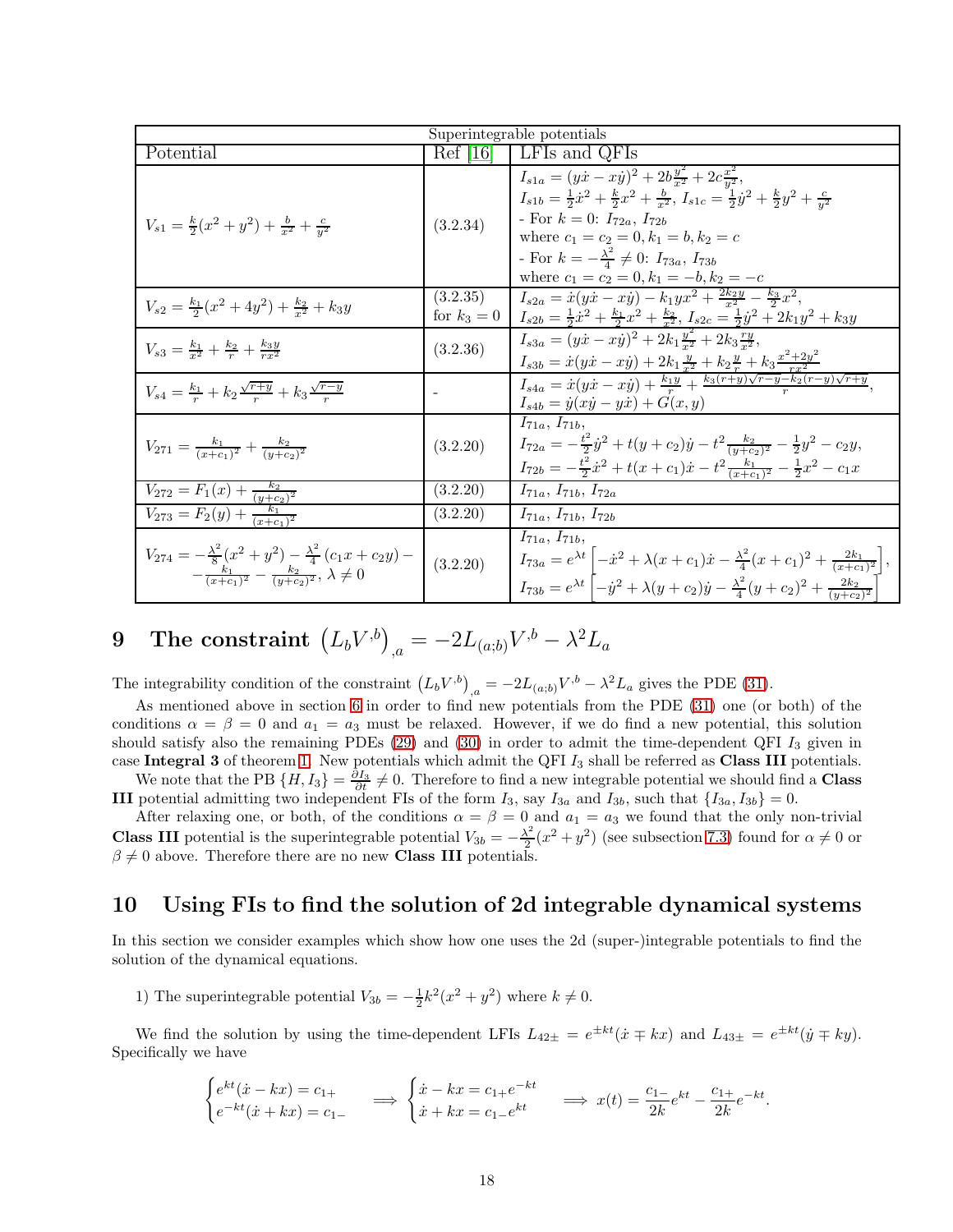| Superintegrable potentials | | |
|---|---|---|
| Potential | Ref [16] | LFIs and QFIs |
| $V_{s1} = \frac{k}{2}(x^2+y^2) + \frac{b}{x^2} + \frac{c}{y^2}$ | (3.2.34) | $I_{s1a} = (y\dot{x} - x\dot{y})^2 + 2b\frac{y^2}{x^2} + 2c\frac{x^2}{y^2}$, $I_{s1b} = \frac{1}{2}\dot{x}^2 + \frac{k}{2}x^2 + \frac{b}{x^2}$, $I_{s1c} = \frac{1}{2}\dot{y}^2 + \frac{k}{2}y^2 + \frac{c}{y^2}$ - For $k=0$: $I_{72a}$, $I_{72b}$ where $c_1 = c_2 = 0, k_1 = b, k_2 = c$ - For $k = -\frac{\lambda^2}{4} \neq 0$: $I_{73a}$, $I_{73b}$ where $c_1 = c_2 = 0, k_1 = -b, k_2 = -c$ |
| $V_{s2} = \frac{k_1}{2}(x^2+4y^2) + \frac{k_2}{x^2} + k_3 y$ | (3.2.35) for $k_3 = 0$ | $I_{s2a} = \dot{x}(y\dot{x} - x\dot{y}) - k_1 y x^2 + \frac{2k_2 y}{x^2} - \frac{k_3}{2}x^2$, $I_{s2b} = \frac{1}{2}\dot{x}^2 + \frac{k_1}{2}x^2 + \frac{k_2}{x^2}$, $I_{s2c} = \frac{1}{2}\dot{y}^2 + 2k_1 y^2 + k_3 y$ |
| $V_{s3} = \frac{k_1}{x^2} + \frac{k_2}{r} + \frac{k_3 y}{r x^2}$ | (3.2.36) | $I_{s3a} = (y\dot{x} - x\dot{y})^2 + 2k_1\frac{y^2}{x^2} + 2k_3\frac{ry}{x^2}$, $I_{s3b} = \dot{x}(y\dot{x} - x\dot{y}) + 2k_1\frac{y}{x^2} + k_2\frac{y}{r} + k_3\frac{x^2+2y^2}{rx^2}$ |
| $V_{s4} = \frac{k_1}{r} + k_2\frac{\sqrt{r+y}}{r} + k_3\frac{\sqrt{r-y}}{r}$ | - | $I_{s4a} = \dot{x}(y\dot{x} - x\dot{y}) + \frac{k_1 y}{r} + \frac{k_3(r+y)\sqrt{r-y} - k_2(r-y)\sqrt{r+y}}{r}$, $I_{s4b} = \dot{y}(x\dot{y} - y\dot{x}) + G(x,y)$ |
| $V_{271} = \frac{k_1}{(x+c_1)^2} + \frac{k_2}{(y+c_2)^2}$ | (3.2.20) | $I_{71a}$, $I_{71b}$, $I_{72a} = -\frac{t^2}{2}\dot{y}^2 + t(y+c_2)\dot{y} - t^2\frac{k_2}{(y+c_2)^2} - \frac{1}{2}y^2 - c_2 y$, $I_{72b} = -\frac{t^2}{2}\dot{x}^2 + t(x+c_1)\dot{x} - t^2\frac{k_1}{(x+c_1)^2} - \frac{1}{2}x^2 - c_1 x$ |
| $V_{272} = F_1(x) + \frac{k_2}{(y+c_2)^2}$ | (3.2.20) | $I_{71a}$, $I_{71b}$, $I_{72a}$ |
| $V_{273} = F_2(y) + \frac{k_1}{(x+c_1)^2}$ | (3.2.20) | $I_{71a}$, $I_{71b}$, $I_{72b}$ |
| $V_{274} = -\frac{\lambda^2}{8}(x^2+y^2) - \frac{\lambda^2}{4}(c_1 x + c_2 y) - \frac{k_1}{(x+c_1)^2} - \frac{k_2}{(y+c_2)^2}$, $\lambda \neq 0$ | (3.2.20) | $I_{71a}$, $I_{71b}$, $I_{73a} = e^{\lambda t}\left[-\dot{x}^2 + \lambda(x+c_1)\dot{x} - \frac{\lambda^2}{4}(x+c_1)^2 + \frac{2k_1}{(x+c_1)^2}\right]$, $I_{73b} = e^{\lambda t}\left[-\dot{y}^2 + \lambda(y+c_2)\dot{y} - \frac{\lambda^2}{4}(y+c_2)^2 + \frac{2k_2}{(y+c_2)^2}\right]$ |

# 9 The constraint $\left(L_b V^{,b}\right)_{,a} = -2L_{(a;b)}V^{,b} - \lambda^2 L_a$

The integrability condition of the constraint $\left(L_b V^{,b}\right)_{,a} = -2L_{(a;b)}V^{,b} - \lambda^2 L_a$ gives the PDE (31).

As mentioned above in section 6 in order to find new potentials from the PDE (31) one (or both) of the conditions $\alpha = \beta = 0$ and $a_1 = a_3$ must be relaxed. However, if we do find a new potential, this solution should satisfy also the remaining PDEs (29) and (30) in order to admit the time-dependent QFI $I_3$ given in case **Integral 3** of theorem 1. New potentials which admit the QFI $I_3$ shall be referred as **Class III** potentials.

We note that the PB $\{H, I_3\} = \frac{\partial I_3}{\partial t} \neq 0$. Therefore to find a new integrable potential we should find a **Class III** potential admitting two independent FIs of the form $I_3$, say $I_{3a}$ and $I_{3b}$, such that $\{I_{3a}, I_{3b}\} = 0$.

After relaxing one, or both, of the conditions $\alpha = \beta = 0$ and $a_1 = a_3$ we found that the only non-trivial **Class III** potential is the superintegrable potential $V_{3b} = -\frac{\lambda^2}{2}(x^2+y^2)$ (see subsection 7.3) found for $\alpha \neq 0$ or $\beta \neq 0$ above. Therefore there are no new **Class III** potentials.

# 10 Using FIs to find the solution of 2d integrable dynamical systems

In this section we consider examples which show how one uses the 2d (super-)integrable potentials to find the solution of the dynamical equations.

1) The superintegrable potential $V_{3b} = -\frac{1}{2}k^2(x^2+y^2)$ where $k \neq 0$.

We find the solution by using the time-dependent LFIs $L_{42\pm} = e^{\pm kt}(\dot{x} \mp kx)$ and $L_{43\pm} = e^{\pm kt}(\dot{y} \mp ky)$. Specifically we have

$$\begin{cases} e^{kt}(\dot{x} - kx) = c_{1+} \\ e^{-kt}(\dot{x} + kx) = c_{1-} \end{cases} \implies \begin{cases} \dot{x} - kx = c_{1+}e^{-kt} \\ \dot{x} + kx = c_{1-}e^{kt} \end{cases} \implies x(t) = \frac{c_{1-}}{2k}e^{kt} - \frac{c_{1+}}{2k}e^{-kt}.$$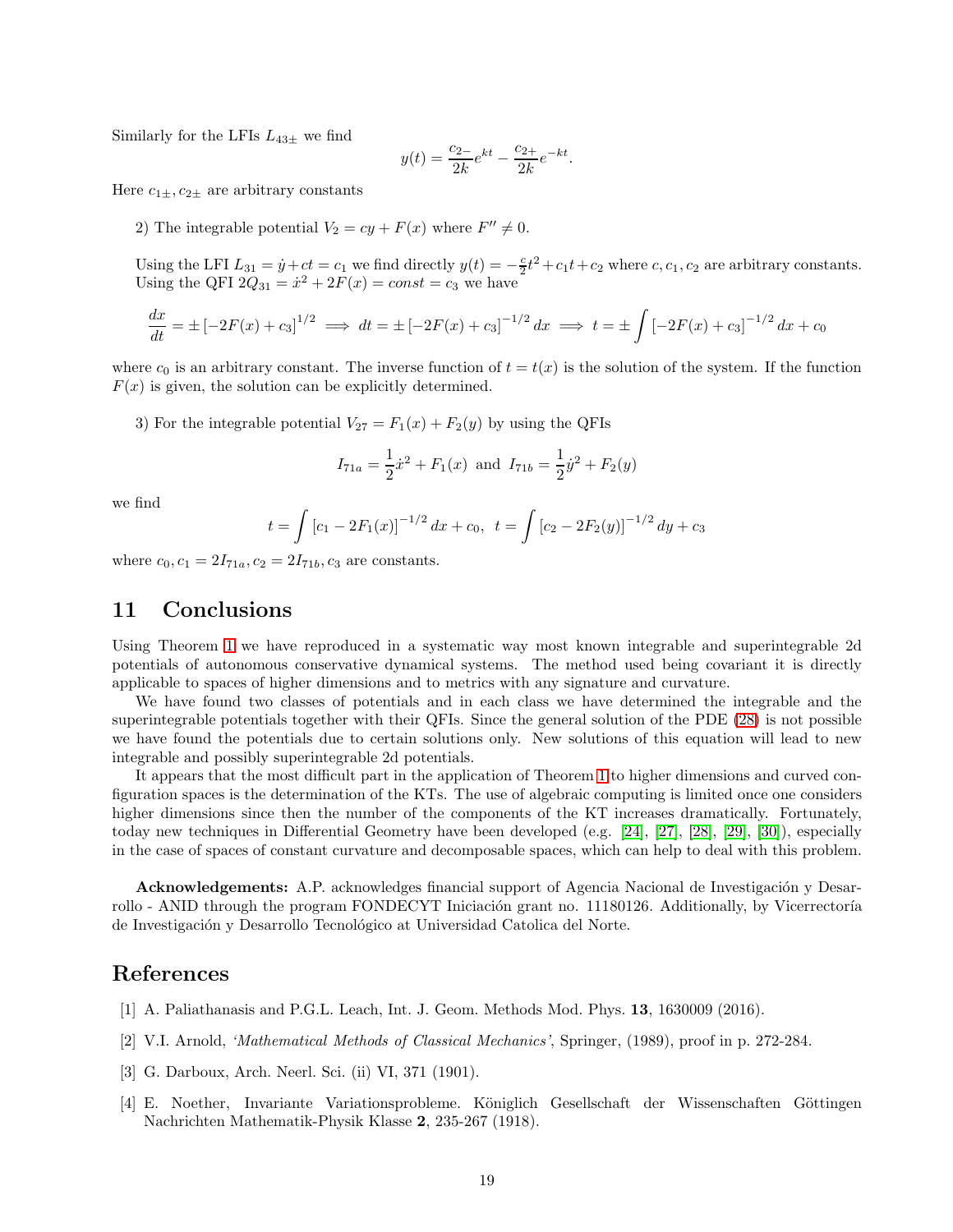Similarly for the LFIs $L_{43\pm}$ we find

$$y(t) = \frac{c_{2-}}{2k}e^{kt} - \frac{c_{2+}}{2k}e^{-kt}.$$

Here $c_{1\pm}, c_{2\pm}$ are arbitrary constants

2) The integrable potential $V_2 = cy + F(x)$ where $F'' \neq 0$.

Using the LFI $L_{31} = \dot{y} + ct = c_1$ we find directly $y(t) = -\frac{c}{2}t^2 + c_1 t + c_2$ where $c, c_1, c_2$ are arbitrary constants. Using the QFI $2Q_{31} = \dot{x}^2 + 2F(x) = const = c_3$ we have

$$\frac{dx}{dt} = \pm\left[-2F(x) + c_3\right]^{1/2} \implies dt = \pm\left[-2F(x) + c_3\right]^{-1/2} dx \implies t = \pm\int \left[-2F(x) + c_3\right]^{-1/2} dx + c_0$$

where $c_0$ is an arbitrary constant. The inverse function of $t = t(x)$ is the solution of the system. If the function $F(x)$ is given, the solution can be explicitly determined.

3) For the integrable potential $V_{27} = F_1(x) + F_2(y)$ by using the QFIs

$$I_{71a} = \frac{1}{2}\dot{x}^2 + F_1(x) \text{ and } I_{71b} = \frac{1}{2}\dot{y}^2 + F_2(y)$$

we find

$$t = \int \left[c_1 - 2F_1(x)\right]^{-1/2} dx + c_0, \quad t = \int \left[c_2 - 2F_2(y)\right]^{-1/2} dy + c_3$$

where $c_0, c_1 = 2I_{71a}, c_2 = 2I_{71b}, c_3$ are constants.

## 11 Conclusions

Using Theorem 1 we have reproduced in a systematic way most known integrable and superintegrable 2d potentials of autonomous conservative dynamical systems. The method used being covariant it is directly applicable to spaces of higher dimensions and to metrics with any signature and curvature.

We have found two classes of potentials and in each class we have determined the integrable and the superintegrable potentials together with their QFIs. Since the general solution of the PDE (28) is not possible we have found the potentials due to certain solutions only. New solutions of this equation will lead to new integrable and possibly superintegrable 2d potentials.

It appears that the most difficult part in the application of Theorem 1 to higher dimensions and curved configuration spaces is the determination of the KTs. The use of algebraic computing is limited once one considers higher dimensions since then the number of the components of the KT increases dramatically. Fortunately, today new techniques in Differential Geometry have been developed (e.g. [24], [27], [28], [29], [30]), especially in the case of spaces of constant curvature and decomposable spaces, which can help to deal with this problem.

**Acknowledgements:** A.P. acknowledges financial support of Agencia Nacional de Investigación y Desarrollo - ANID through the program FONDECYT Iniciación grant no. 11180126. Additionally, by Vicerrectoría de Investigación y Desarrollo Tecnológico at Universidad Catolica del Norte.

## References

[1] A. Paliathanasis and P.G.L. Leach, Int. J. Geom. Methods Mod. Phys. **13**, 1630009 (2016).

[2] V.I. Arnold, *'Mathematical Methods of Classical Mechanics'*, Springer, (1989), proof in p. 272-284.

[3] G. Darboux, Arch. Neerl. Sci. (ii) VI, 371 (1901).

[4] E. Noether, Invariante Variationsprobleme. Königlich Gesellschaft der Wissenschaften Göttingen Nachrichten Mathematik-Physik Klasse **2**, 235-267 (1918).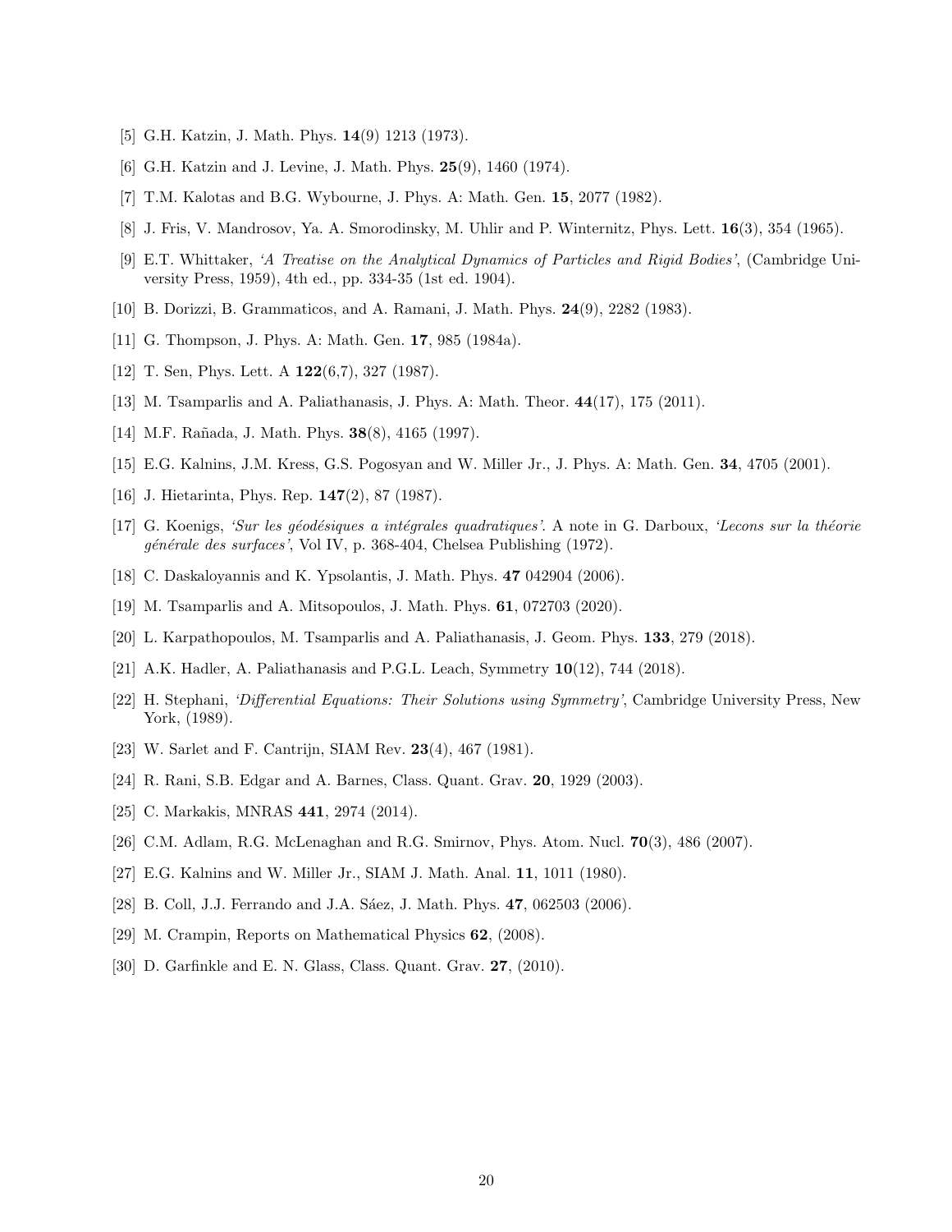[5] G.H. Katzin, J. Math. Phys. **14**(9) 1213 (1973).

[6] G.H. Katzin and J. Levine, J. Math. Phys. **25**(9), 1460 (1974).

[7] T.M. Kalotas and B.G. Wybourne, J. Phys. A: Math. Gen. **15**, 2077 (1982).

[8] J. Fris, V. Mandrosov, Ya. A. Smorodinsky, M. Uhlir and P. Winternitz, Phys. Lett. **16**(3), 354 (1965).

[9] E.T. Whittaker, *'A Treatise on the Analytical Dynamics of Particles and Rigid Bodies'*, (Cambridge University Press, 1959), 4th ed., pp. 334-35 (1st ed. 1904).

[10] B. Dorizzi, B. Grammaticos, and A. Ramani, J. Math. Phys. **24**(9), 2282 (1983).

[11] G. Thompson, J. Phys. A: Math. Gen. **17**, 985 (1984a).

[12] T. Sen, Phys. Lett. A **122**(6,7), 327 (1987).

[13] M. Tsamparlis and A. Paliathanasis, J. Phys. A: Math. Theor. **44**(17), 175 (2011).

[14] M.F. Rañada, J. Math. Phys. **38**(8), 4165 (1997).

[15] E.G. Kalnins, J.M. Kress, G.S. Pogosyan and W. Miller Jr., J. Phys. A: Math. Gen. **34**, 4705 (2001).

[16] J. Hietarinta, Phys. Rep. **147**(2), 87 (1987).

[17] G. Koenigs, *'Sur les géodésiques a intégrales quadratiques'*. A note in G. Darboux, *'Lecons sur la théorie générale des surfaces'*, Vol IV, p. 368-404, Chelsea Publishing (1972).

[18] C. Daskaloyannis and K. Ypsolantis, J. Math. Phys. **47** 042904 (2006).

[19] M. Tsamparlis and A. Mitsopoulos, J. Math. Phys. **61**, 072703 (2020).

[20] L. Karpathopoulos, M. Tsamparlis and A. Paliathanasis, J. Geom. Phys. **133**, 279 (2018).

[21] A.K. Hadler, A. Paliathanasis and P.G.L. Leach, Symmetry **10**(12), 744 (2018).

[22] H. Stephani, *'Differential Equations: Their Solutions using Symmetry'*, Cambridge University Press, New York, (1989).

[23] W. Sarlet and F. Cantrijn, SIAM Rev. **23**(4), 467 (1981).

[24] R. Rani, S.B. Edgar and A. Barnes, Class. Quant. Grav. **20**, 1929 (2003).

[25] C. Markakis, MNRAS **441**, 2974 (2014).

[26] C.M. Adlam, R.G. McLenaghan and R.G. Smirnov, Phys. Atom. Nucl. **70**(3), 486 (2007).

[27] E.G. Kalnins and W. Miller Jr., SIAM J. Math. Anal. **11**, 1011 (1980).

[28] B. Coll, J.J. Ferrando and J.A. Sáez, J. Math. Phys. **47**, 062503 (2006).

[29] M. Crampin, Reports on Mathematical Physics **62**, (2008).

[30] D. Garfinkle and E. N. Glass, Class. Quant. Grav. **27**, (2010).